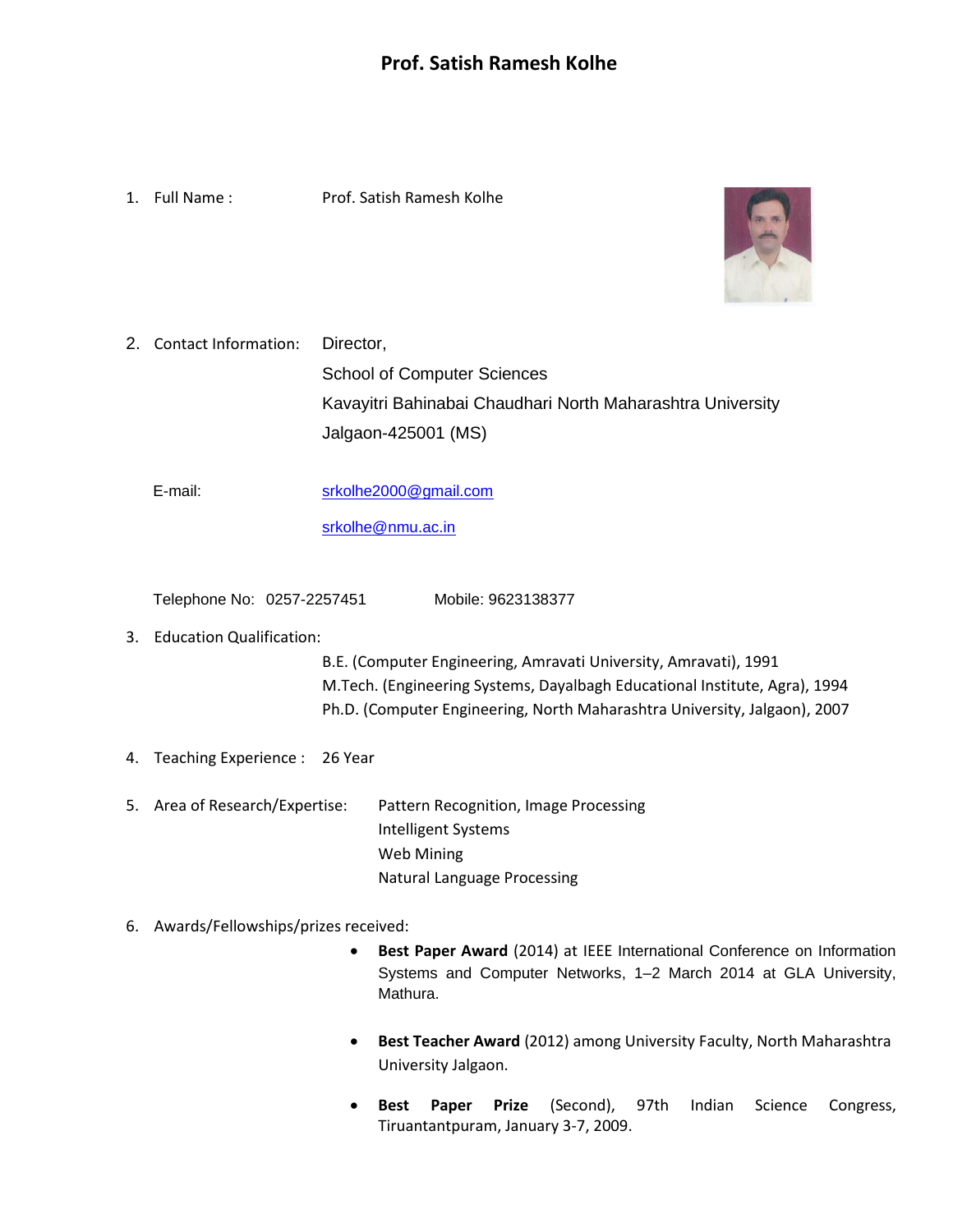# Prof. Satish Ramesh Kolhe

1. Full Name : Prof. Satish Ramesh Kolhe

2. Contact Information: Director,
   School of Computer Sciences
   Kavayitri Bahinabai Chaudhari North Maharashtra University
   Jalgaon-425001 (MS)

   E-mail: srkolhe2000@gmail.com
   srkolhe@nmu.ac.in

   Telephone No: 0257-2257451 Mobile: 9623138377

3. Education Qualification:
   B.E. (Computer Engineering, Amravati University, Amravati), 1991
   M.Tech. (Engineering Systems, Dayalbagh Educational Institute, Agra), 1994
   Ph.D. (Computer Engineering, North Maharashtra University, Jalgaon), 2007

4. Teaching Experience : 26 Year

5. Area of Research/Expertise: Pattern Recognition, Image Processing
   Intelligent Systems
   Web Mining
   Natural Language Processing

6. Awards/Fellowships/prizes received:
   - **Best Paper Award** (2014) at IEEE International Conference on Information Systems and Computer Networks, 1–2 March 2014 at GLA University, Mathura.
   - **Best Teacher Award** (2012) among University Faculty, North Maharashtra University Jalgaon.
   - **Best Paper Prize** (Second), 97th Indian Science Congress, Tiruantantpuram, January 3-7, 2009.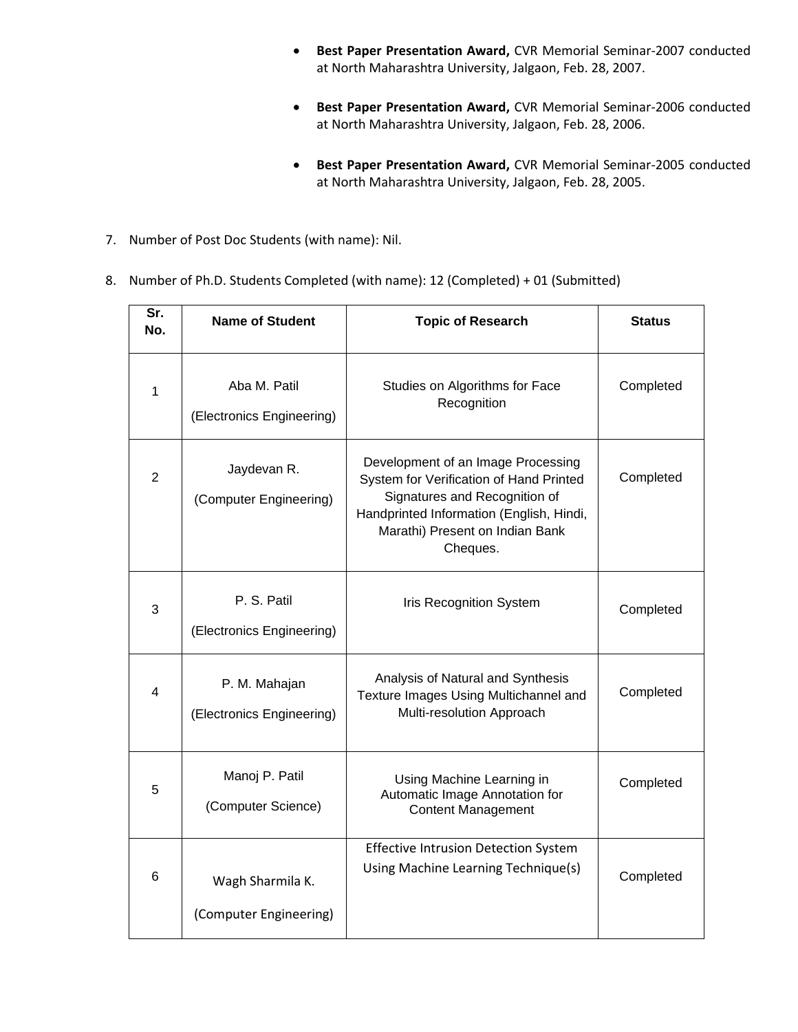- **Best Paper Presentation Award,** CVR Memorial Seminar-2007 conducted at North Maharashtra University, Jalgaon, Feb. 28, 2007.

- **Best Paper Presentation Award,** CVR Memorial Seminar-2006 conducted at North Maharashtra University, Jalgaon, Feb. 28, 2006.

- **Best Paper Presentation Award,** CVR Memorial Seminar-2005 conducted at North Maharashtra University, Jalgaon, Feb. 28, 2005.

7. Number of Post Doc Students (with name): Nil.

8. Number of Ph.D. Students Completed (with name): 12 (Completed) + 01 (Submitted)

| Sr. No. | Name of Student | Topic of Research | Status |
|---|---|---|---|
| 1 | Aba M. Patil (Electronics Engineering) | Studies on Algorithms for Face Recognition | Completed |
| 2 | Jaydevan R. (Computer Engineering) | Development of an Image Processing System for Verification of Hand Printed Signatures and Recognition of Handprinted Information (English, Hindi, Marathi) Present on Indian Bank Cheques. | Completed |
| 3 | P. S. Patil (Electronics Engineering) | Iris Recognition System | Completed |
| 4 | P. M. Mahajan (Electronics Engineering) | Analysis of Natural and Synthesis Texture Images Using Multichannel and Multi-resolution Approach | Completed |
| 5 | Manoj P. Patil (Computer Science) | Using Machine Learning in Automatic Image Annotation for Content Management | Completed |
| 6 | Wagh Sharmila K. (Computer Engineering) | Effective Intrusion Detection System Using Machine Learning Technique(s) | Completed |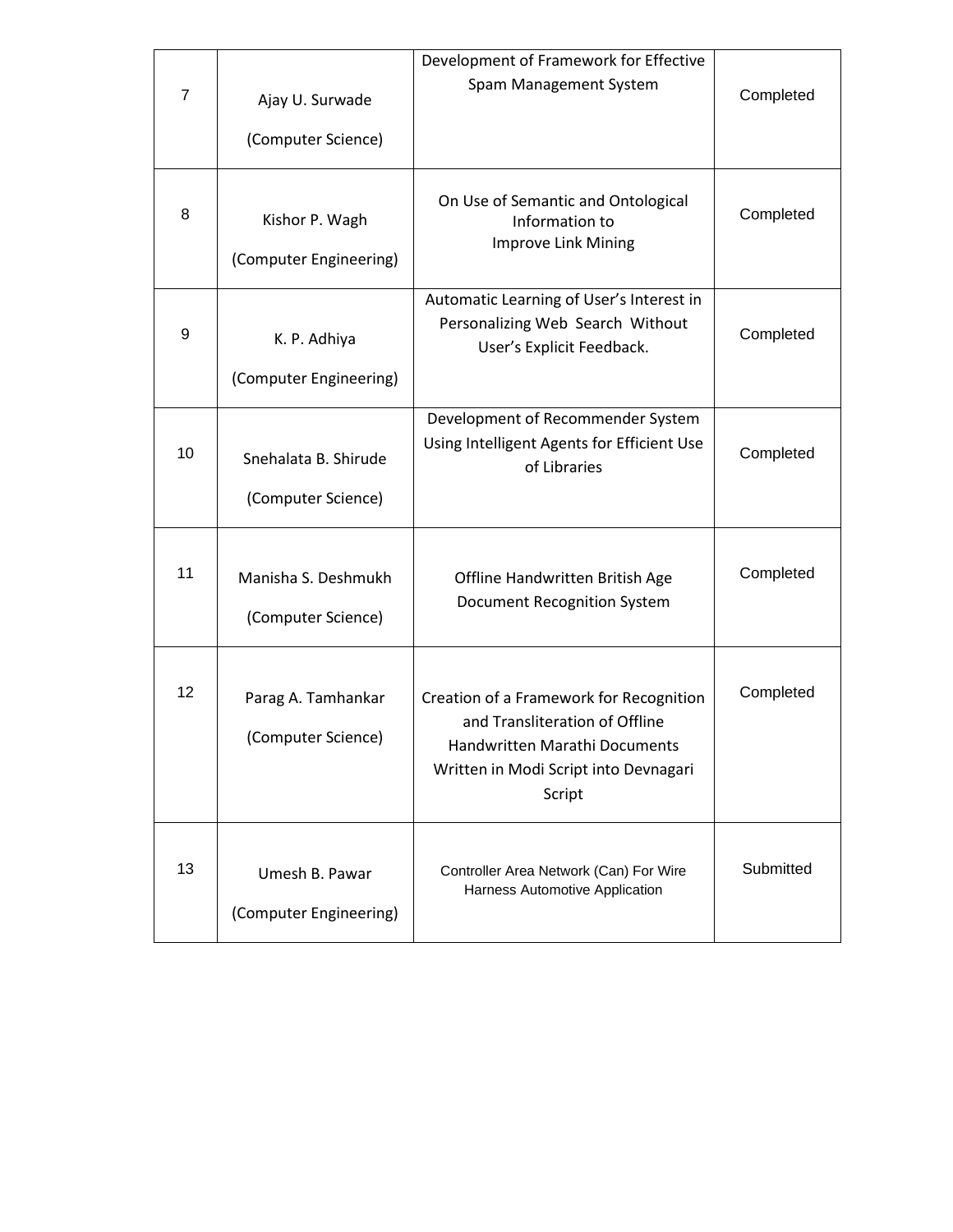| 7 | Ajay U. Surwade (Computer Science) | Development of Framework for Effective Spam Management System | Completed |
|---|---|---|---|
| 8 | Kishor P. Wagh (Computer Engineering) | On Use of Semantic and Ontological Information to Improve Link Mining | Completed |
| 9 | K. P. Adhiya (Computer Engineering) | Automatic Learning of User's Interest in Personalizing Web Search Without User's Explicit Feedback. | Completed |
| 10 | Snehalata B. Shirude (Computer Science) | Development of Recommender System Using Intelligent Agents for Efficient Use of Libraries | Completed |
| 11 | Manisha S. Deshmukh (Computer Science) | Offline Handwritten British Age Document Recognition System | Completed |
| 12 | Parag A. Tamhankar (Computer Science) | Creation of a Framework for Recognition and Transliteration of Offline Handwritten Marathi Documents Written in Modi Script into Devnagari Script | Completed |
| 13 | Umesh B. Pawar (Computer Engineering) | Controller Area Network (Can) For Wire Harness Automotive Application | Submitted |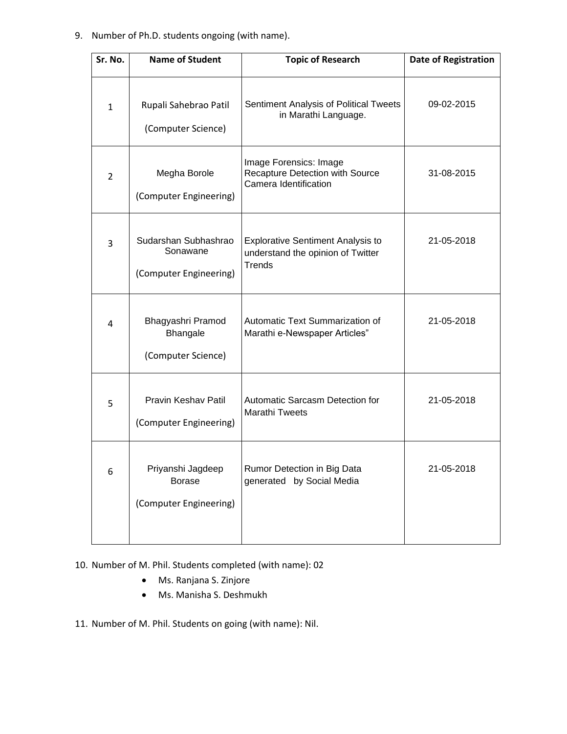9. Number of Ph.D. students ongoing (with name).

| Sr. No. | Name of Student | Topic of Research | Date of Registration |
|---|---|---|---|
| 1 | Rupali Sahebrao Patil (Computer Science) | Sentiment Analysis of Political Tweets in Marathi Language. | 09-02-2015 |
| 2 | Megha Borole (Computer Engineering) | Image Forensics: Image Recapture Detection with Source Camera Identification | 31-08-2015 |
| 3 | Sudarshan Subhashrao Sonawane (Computer Engineering) | Explorative Sentiment Analysis to understand the opinion of Twitter Trends | 21-05-2018 |
| 4 | Bhagyashri Pramod Bhangale (Computer Science) | Automatic Text Summarization of Marathi e-Newspaper Articles" | 21-05-2018 |
| 5 | Pravin Keshav Patil (Computer Engineering) | Automatic Sarcasm Detection for Marathi Tweets | 21-05-2018 |
| 6 | Priyanshi Jagdeep Borase (Computer Engineering) | Rumor Detection in Big Data generated by Social Media | 21-05-2018 |

10. Number of M. Phil. Students completed (with name): 02
    - Ms. Ranjana S. Zinjore
    - Ms. Manisha S. Deshmukh

11. Number of M. Phil. Students on going (with name): Nil.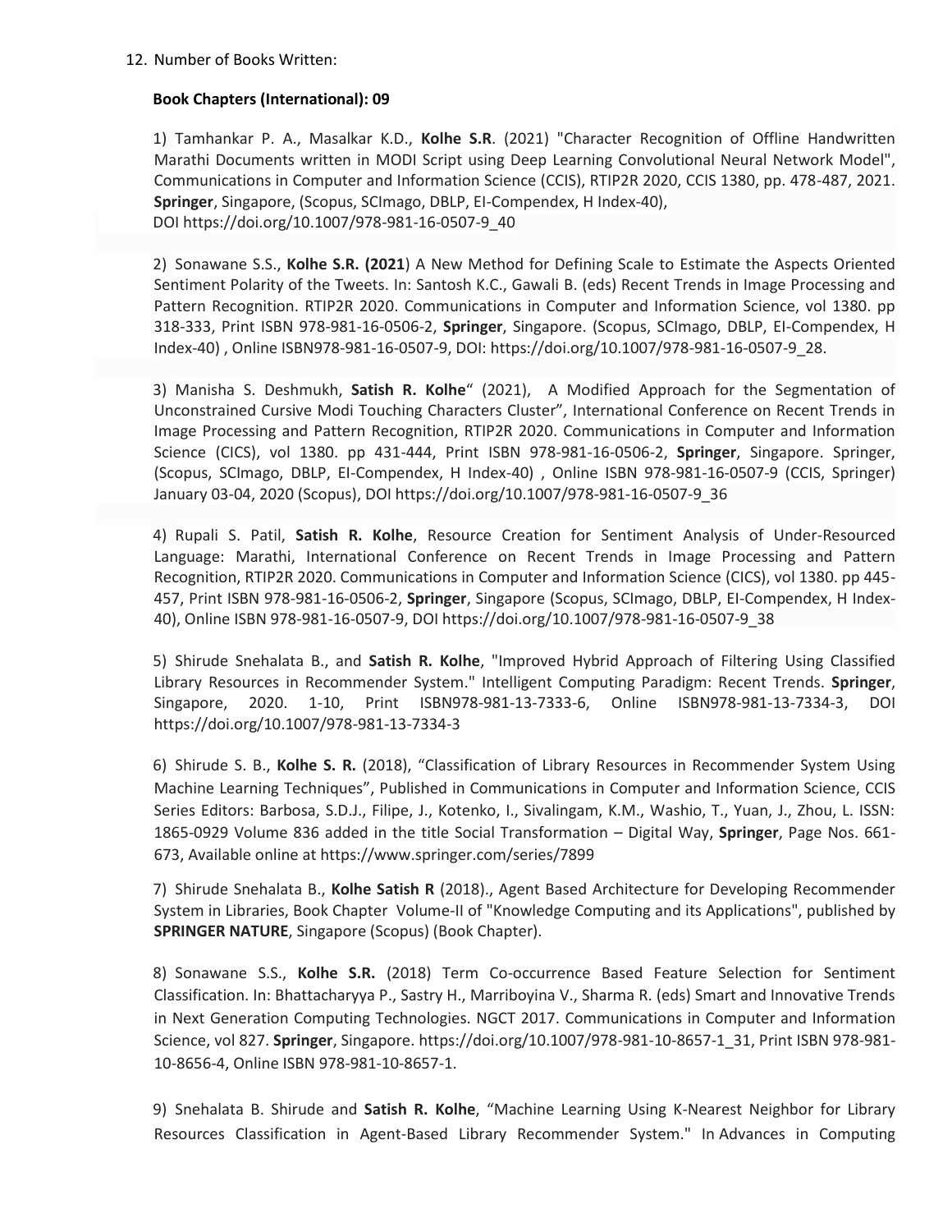12. Number of Books Written:

**Book Chapters (International): 09**

1) Tamhankar P. A., Masalkar K.D., **Kolhe S.R**. (2021) "Character Recognition of Offline Handwritten Marathi Documents written in MODI Script using Deep Learning Convolutional Neural Network Model", Communications in Computer and Information Science (CCIS), RTIP2R 2020, CCIS 1380, pp. 478-487, 2021. **Springer**, Singapore, (Scopus, SCImago, DBLP, EI-Compendex, H Index-40), DOI https://doi.org/10.1007/978-981-16-0507-9_40

2) Sonawane S.S., **Kolhe S.R. (2021**) A New Method for Defining Scale to Estimate the Aspects Oriented Sentiment Polarity of the Tweets. In: Santosh K.C., Gawali B. (eds) Recent Trends in Image Processing and Pattern Recognition. RTIP2R 2020. Communications in Computer and Information Science, vol 1380. pp 318-333, Print ISBN 978-981-16-0506-2, **Springer**, Singapore. (Scopus, SCImago, DBLP, EI-Compendex, H Index-40) , Online ISBN978-981-16-0507-9, DOI: https://doi.org/10.1007/978-981-16-0507-9_28.

3) Manisha S. Deshmukh, **Satish R. Kolhe**" (2021), A Modified Approach for the Segmentation of Unconstrained Cursive Modi Touching Characters Cluster", International Conference on Recent Trends in Image Processing and Pattern Recognition, RTIP2R 2020. Communications in Computer and Information Science (CICS), vol 1380. pp 431-444, Print ISBN 978-981-16-0506-2, **Springer**, Singapore. Springer, (Scopus, SCImago, DBLP, EI-Compendex, H Index-40) , Online ISBN 978-981-16-0507-9 (CCIS, Springer) January 03-04, 2020 (Scopus), DOI https://doi.org/10.1007/978-981-16-0507-9_36

4) Rupali S. Patil, **Satish R. Kolhe**, Resource Creation for Sentiment Analysis of Under-Resourced Language: Marathi, International Conference on Recent Trends in Image Processing and Pattern Recognition, RTIP2R 2020. Communications in Computer and Information Science (CICS), vol 1380. pp 445-457, Print ISBN 978-981-16-0506-2, **Springer**, Singapore (Scopus, SCImago, DBLP, EI-Compendex, H Index-40), Online ISBN 978-981-16-0507-9, DOI https://doi.org/10.1007/978-981-16-0507-9_38

5) Shirude Snehalata B., and **Satish R. Kolhe**, "Improved Hybrid Approach of Filtering Using Classified Library Resources in Recommender System." Intelligent Computing Paradigm: Recent Trends. **Springer**, Singapore, 2020. 1-10, Print ISBN978-981-13-7333-6, Online ISBN978-981-13-7334-3, DOI https://doi.org/10.1007/978-981-13-7334-3

6) Shirude S. B., **Kolhe S. R.** (2018), "Classification of Library Resources in Recommender System Using Machine Learning Techniques", Published in Communications in Computer and Information Science, CCIS Series Editors: Barbosa, S.D.J., Filipe, J., Kotenko, I., Sivalingam, K.M., Washio, T., Yuan, J., Zhou, L. ISSN: 1865-0929 Volume 836 added in the title Social Transformation – Digital Way, **Springer**, Page Nos. 661-673, Available online at https://www.springer.com/series/7899

7) Shirude Snehalata B., **Kolhe Satish R** (2018)., Agent Based Architecture for Developing Recommender System in Libraries, Book Chapter Volume-II of "Knowledge Computing and its Applications", published by **SPRINGER NATURE**, Singapore (Scopus) (Book Chapter).

8) Sonawane S.S., **Kolhe S.R.** (2018) Term Co-occurrence Based Feature Selection for Sentiment Classification. In: Bhattacharyya P., Sastry H., Marriboyina V., Sharma R. (eds) Smart and Innovative Trends in Next Generation Computing Technologies. NGCT 2017. Communications in Computer and Information Science, vol 827. **Springer**, Singapore. https://doi.org/10.1007/978-981-10-8657-1_31, Print ISBN 978-981-10-8656-4, Online ISBN 978-981-10-8657-1.

9) Snehalata B. Shirude and **Satish R. Kolhe**, "Machine Learning Using K-Nearest Neighbor for Library Resources Classification in Agent-Based Library Recommender System." In Advances in Computing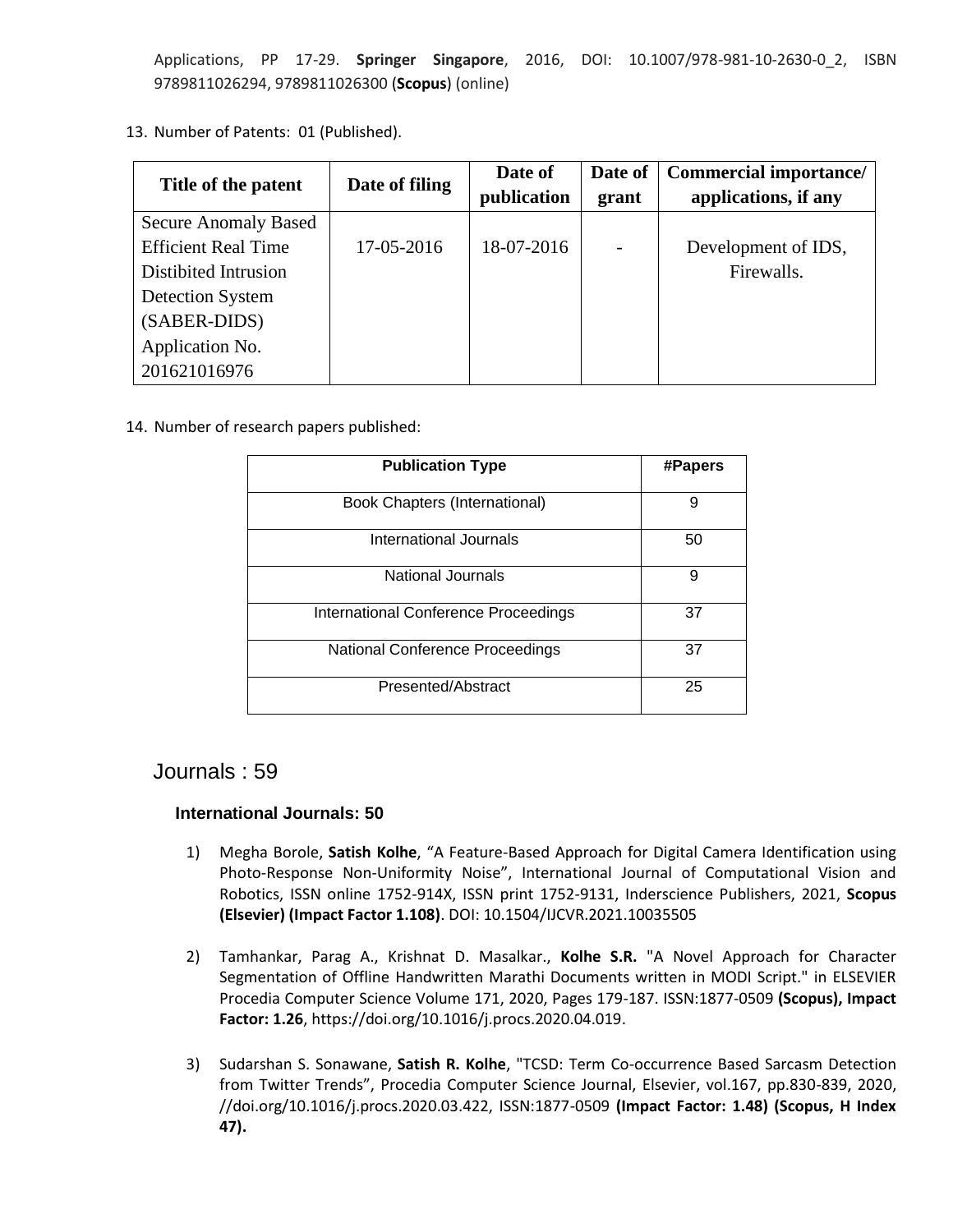Applications, PP 17-29. **Springer Singapore**, 2016, DOI: 10.1007/978-981-10-2630-0_2, ISBN 9789811026294, 9789811026300 (**Scopus**) (online)

13. Number of Patents: 01 (Published).

| Title of the patent | Date of filing | Date of publication | Date of grant | Commercial importance/ applications, if any |
|---|---|---|---|---|
| Secure Anomaly Based Efficient Real Time Distibited Intrusion Detection System (SABER-DIDS) Application No. 201621016976 | 17-05-2016 | 18-07-2016 | - | Development of IDS, Firewalls. |

14. Number of research papers published:

| Publication Type | #Papers |
|---|---|
| Book Chapters (International) | 9 |
| International Journals | 50 |
| National Journals | 9 |
| International Conference Proceedings | 37 |
| National Conference Proceedings | 37 |
| Presented/Abstract | 25 |

# Journals : 59

### International Journals: 50

1) Megha Borole, **Satish Kolhe**, "A Feature-Based Approach for Digital Camera Identification using Photo-Response Non-Uniformity Noise", International Journal of Computational Vision and Robotics, ISSN online 1752-914X, ISSN print 1752-9131, Inderscience Publishers, 2021, **Scopus (Elsevier) (Impact Factor 1.108)**. DOI: 10.1504/IJCVR.2021.10035505

2) Tamhankar, Parag A., Krishnat D. Masalkar., **Kolhe S.R.** "A Novel Approach for Character Segmentation of Offline Handwritten Marathi Documents written in MODI Script." in ELSEVIER Procedia Computer Science Volume 171, 2020, Pages 179-187. ISSN:1877-0509 **(Scopus), Impact Factor: 1.26**, https://doi.org/10.1016/j.procs.2020.04.019.

3) Sudarshan S. Sonawane, **Satish R. Kolhe**, "TCSD: Term Co-occurrence Based Sarcasm Detection from Twitter Trends", Procedia Computer Science Journal, Elsevier, vol.167, pp.830-839, 2020, //doi.org/10.1016/j.procs.2020.03.422, ISSN:1877-0509 **(Impact Factor: 1.48) (Scopus, H Index 47).**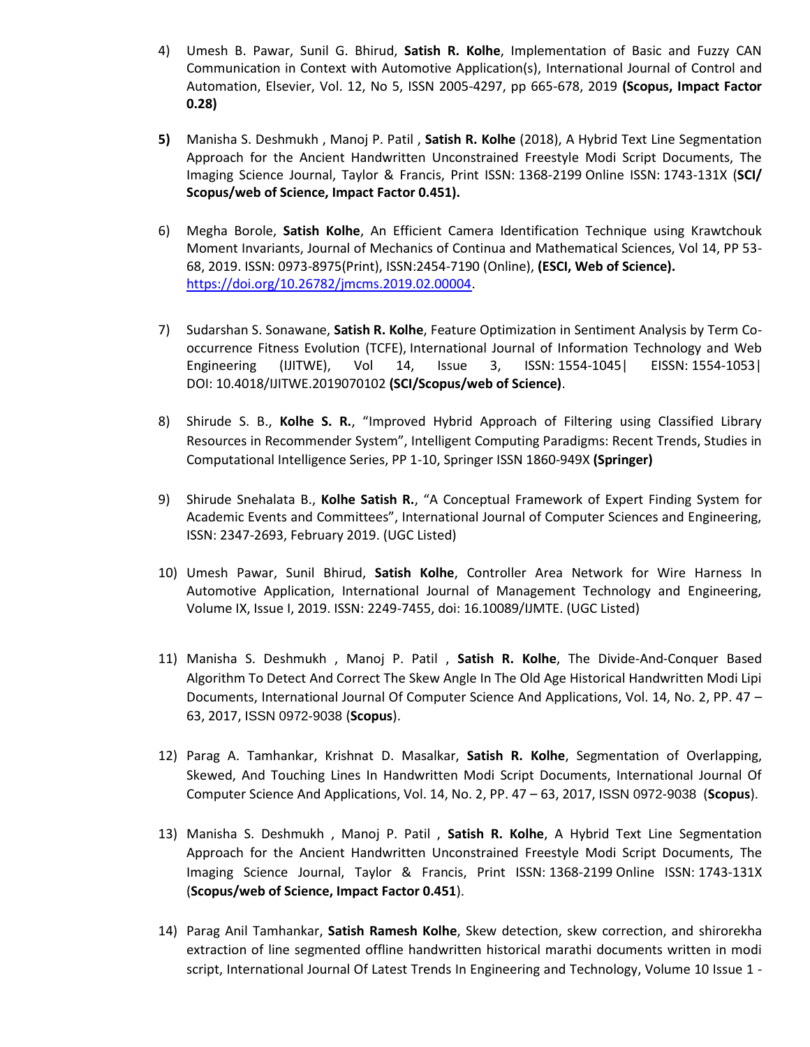4) Umesh B. Pawar, Sunil G. Bhirud, **Satish R. Kolhe**, Implementation of Basic and Fuzzy CAN Communication in Context with Automotive Application(s), International Journal of Control and Automation, Elsevier, Vol. 12, No 5, ISSN 2005-4297, pp 665-678, 2019 **(Scopus, Impact Factor 0.28)**

5) Manisha S. Deshmukh , Manoj P. Patil , **Satish R. Kolhe** (2018), A Hybrid Text Line Segmentation Approach for the Ancient Handwritten Unconstrained Freestyle Modi Script Documents, The Imaging Science Journal, Taylor & Francis, Print ISSN: 1368-2199 Online ISSN: 1743-131X (**SCI/ Scopus/web of Science, Impact Factor 0.451).**

6) Megha Borole, **Satish Kolhe**, An Efficient Camera Identification Technique using Krawtchouk Moment Invariants, Journal of Mechanics of Continua and Mathematical Sciences, Vol 14, PP 53-68, 2019. ISSN: 0973-8975(Print), ISSN:2454-7190 (Online), **(ESCI, Web of Science).** https://doi.org/10.26782/jmcms.2019.02.00004.

7) Sudarshan S. Sonawane, **Satish R. Kolhe**, Feature Optimization in Sentiment Analysis by Term Co-occurrence Fitness Evolution (TCFE), International Journal of Information Technology and Web Engineering (IJITWE), Vol 14, Issue 3, ISSN: 1554-1045| EISSN: 1554-1053| DOI: 10.4018/IJITWE.2019070102 **(SCI/Scopus/web of Science)**.

8) Shirude S. B., **Kolhe S. R.**, "Improved Hybrid Approach of Filtering using Classified Library Resources in Recommender System", Intelligent Computing Paradigms: Recent Trends, Studies in Computational Intelligence Series, PP 1-10, Springer ISSN 1860-949X **(Springer)**

9) Shirude Snehalata B., **Kolhe Satish R.**, "A Conceptual Framework of Expert Finding System for Academic Events and Committees", International Journal of Computer Sciences and Engineering, ISSN: 2347-2693, February 2019. (UGC Listed)

10) Umesh Pawar, Sunil Bhirud, **Satish Kolhe**, Controller Area Network for Wire Harness In Automotive Application, International Journal of Management Technology and Engineering, Volume IX, Issue I, 2019. ISSN: 2249-7455, doi: 16.10089/IJMTE. (UGC Listed)

11) Manisha S. Deshmukh , Manoj P. Patil , **Satish R. Kolhe**, The Divide-And-Conquer Based Algorithm To Detect And Correct The Skew Angle In The Old Age Historical Handwritten Modi Lipi Documents, International Journal Of Computer Science And Applications, Vol. 14, No. 2, PP. 47 – 63, 2017, ISSN 0972-9038 (**Scopus**).

12) Parag A. Tamhankar, Krishnat D. Masalkar, **Satish R. Kolhe**, Segmentation of Overlapping, Skewed, And Touching Lines In Handwritten Modi Script Documents, International Journal Of Computer Science And Applications, Vol. 14, No. 2, PP. 47 – 63, 2017, ISSN 0972-9038 (**Scopus**).

13) Manisha S. Deshmukh , Manoj P. Patil , **Satish R. Kolhe**, A Hybrid Text Line Segmentation Approach for the Ancient Handwritten Unconstrained Freestyle Modi Script Documents, The Imaging Science Journal, Taylor & Francis, Print ISSN: 1368-2199 Online ISSN: 1743-131X (**Scopus/web of Science, Impact Factor 0.451**).

14) Parag Anil Tamhankar, **Satish Ramesh Kolhe**, Skew detection, skew correction, and shirorekha extraction of line segmented offline handwritten historical marathi documents written in modi script, International Journal Of Latest Trends In Engineering and Technology, Volume 10 Issue 1 -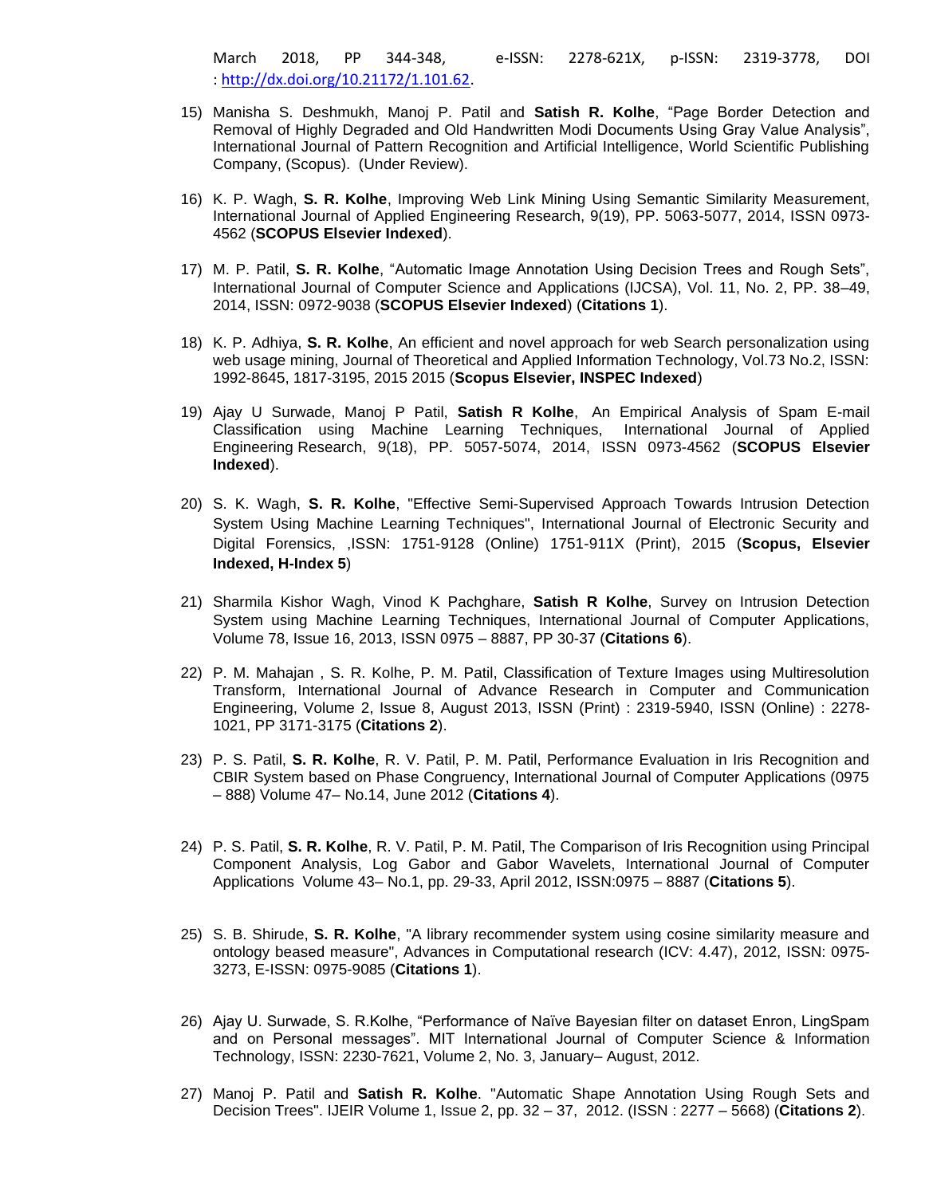March 2018, PP 344-348, e-ISSN: 2278-621X, p-ISSN: 2319-3778, DOI : http://dx.doi.org/10.21172/1.101.62.

15) Manisha S. Deshmukh, Manoj P. Patil and **Satish R. Kolhe**, "Page Border Detection and Removal of Highly Degraded and Old Handwritten Modi Documents Using Gray Value Analysis", International Journal of Pattern Recognition and Artificial Intelligence, World Scientific Publishing Company, (Scopus). (Under Review).

16) K. P. Wagh, **S. R. Kolhe**, Improving Web Link Mining Using Semantic Similarity Measurement, International Journal of Applied Engineering Research, 9(19), PP. 5063-5077, 2014, ISSN 0973-4562 (**SCOPUS Elsevier Indexed**).

17) M. P. Patil, **S. R. Kolhe**, "Automatic Image Annotation Using Decision Trees and Rough Sets", International Journal of Computer Science and Applications (IJCSA), Vol. 11, No. 2, PP. 38–49, 2014, ISSN: 0972-9038 (**SCOPUS Elsevier Indexed**) (**Citations 1**).

18) K. P. Adhiya, **S. R. Kolhe**, An efficient and novel approach for web Search personalization using web usage mining, Journal of Theoretical and Applied Information Technology, Vol.73 No.2, ISSN: 1992-8645, 1817-3195, 2015 2015 (**Scopus Elsevier, INSPEC Indexed**)

19) Ajay U Surwade, Manoj P Patil, **Satish R Kolhe**, An Empirical Analysis of Spam E-mail Classification using Machine Learning Techniques, International Journal of Applied Engineering Research, 9(18), PP. 5057-5074, 2014, ISSN 0973-4562 (**SCOPUS Elsevier Indexed**).

20) S. K. Wagh, **S. R. Kolhe**, "Effective Semi-Supervised Approach Towards Intrusion Detection System Using Machine Learning Techniques", International Journal of Electronic Security and Digital Forensics, ,ISSN: 1751-9128 (Online) 1751-911X (Print), 2015 (**Scopus, Elsevier Indexed, H-Index 5**)

21) Sharmila Kishor Wagh, Vinod K Pachghare, **Satish R Kolhe**, Survey on Intrusion Detection System using Machine Learning Techniques, International Journal of Computer Applications, Volume 78, Issue 16, 2013, ISSN 0975 – 8887, PP 30-37 (**Citations 6**).

22) P. M. Mahajan , S. R. Kolhe, P. M. Patil, Classification of Texture Images using Multiresolution Transform, International Journal of Advance Research in Computer and Communication Engineering, Volume 2, Issue 8, August 2013, ISSN (Print) : 2319-5940, ISSN (Online) : 2278-1021, PP 3171-3175 (**Citations 2**).

23) P. S. Patil, **S. R. Kolhe**, R. V. Patil, P. M. Patil, Performance Evaluation in Iris Recognition and CBIR System based on Phase Congruency, International Journal of Computer Applications (0975 – 888) Volume 47– No.14, June 2012 (**Citations 4**).

24) P. S. Patil, **S. R. Kolhe**, R. V. Patil, P. M. Patil, The Comparison of Iris Recognition using Principal Component Analysis, Log Gabor and Gabor Wavelets, International Journal of Computer Applications Volume 43– No.1, pp. 29-33, April 2012, ISSN:0975 – 8887 (**Citations 5**).

25) S. B. Shirude, **S. R. Kolhe**, "A library recommender system using cosine similarity measure and ontology beased measure", Advances in Computational research (ICV: 4.47), 2012, ISSN: 0975-3273, E-ISSN: 0975-9085 (**Citations 1**).

26) Ajay U. Surwade, S. R.Kolhe, "Performance of Naïve Bayesian filter on dataset Enron, LingSpam and on Personal messages". MIT International Journal of Computer Science & Information Technology, ISSN: 2230-7621, Volume 2, No. 3, January– August, 2012.

27) Manoj P. Patil and **Satish R. Kolhe**. "Automatic Shape Annotation Using Rough Sets and Decision Trees". IJEIR Volume 1, Issue 2, pp. 32 – 37, 2012. (ISSN : 2277 – 5668) (**Citations 2**).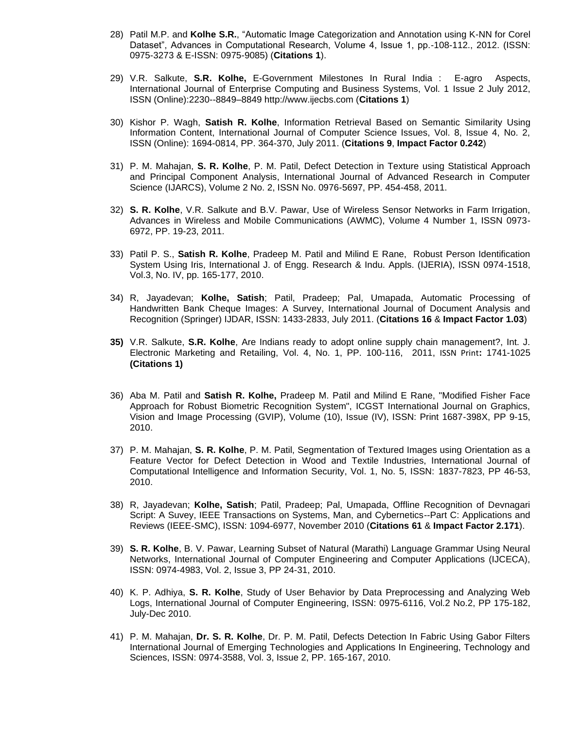28) Patil M.P. and **Kolhe S.R.**, "Automatic Image Categorization and Annotation using K-NN for Corel Dataset", Advances in Computational Research, Volume 4, Issue 1, pp.-108-112., 2012. (ISSN: 0975-3273 & E-ISSN: 0975-9085) (**Citations 1**).

29) V.R. Salkute, **S.R. Kolhe,** E-Government Milestones In Rural India : E-agro Aspects, International Journal of Enterprise Computing and Business Systems, Vol. 1 Issue 2 July 2012, ISSN (Online):2230--8849–8849 http://www.ijecbs.com (**Citations 1**)

30) Kishor P. Wagh, **Satish R. Kolhe**, Information Retrieval Based on Semantic Similarity Using Information Content, International Journal of Computer Science Issues, Vol. 8, Issue 4, No. 2, ISSN (Online): 1694-0814, PP. 364-370, July 2011. (**Citations 9**, **Impact Factor 0.242**)

31) P. M. Mahajan, **S. R. Kolhe**, P. M. Patil, Defect Detection in Texture using Statistical Approach and Principal Component Analysis, International Journal of Advanced Research in Computer Science (IJARCS), Volume 2 No. 2, ISSN No. 0976-5697, PP. 454-458, 2011.

32) **S. R. Kolhe**, V.R. Salkute and B.V. Pawar, Use of Wireless Sensor Networks in Farm Irrigation, Advances in Wireless and Mobile Communications (AWMC), Volume 4 Number 1, ISSN 0973-6972, PP. 19-23, 2011.

33) Patil P. S., **Satish R. Kolhe**, Pradeep M. Patil and Milind E Rane, Robust Person Identification System Using Iris, International J. of Engg. Research & Indu. Appls. (IJERIA), ISSN 0974-1518, Vol.3, No. IV, pp. 165-177, 2010.

34) R, Jayadevan; **Kolhe, Satish**; Patil, Pradeep; Pal, Umapada, Automatic Processing of Handwritten Bank Cheque Images: A Survey, International Journal of Document Analysis and Recognition (Springer) IJDAR, ISSN: 1433-2833, July 2011. (**Citations 16** & **Impact Factor 1.03**)

**35)** V.R. Salkute, **S.R. Kolhe**, Are Indians ready to adopt online supply chain management?, Int. J. Electronic Marketing and Retailing, Vol. 4, No. 1, PP. 100-116, 2011, ISSN Print**:** 1741-1025 **(Citations 1)**

36) Aba M. Patil and **Satish R. Kolhe,** Pradeep M. Patil and Milind E Rane, "Modified Fisher Face Approach for Robust Biometric Recognition System", ICGST International Journal on Graphics, Vision and Image Processing (GVIP), Volume (10), Issue (IV), ISSN: Print 1687-398X, PP 9-15, 2010.

37) P. M. Mahajan, **S. R. Kolhe**, P. M. Patil, Segmentation of Textured Images using Orientation as a Feature Vector for Defect Detection in Wood and Textile Industries, International Journal of Computational Intelligence and Information Security, Vol. 1, No. 5, ISSN: 1837-7823, PP 46-53, 2010.

38) R, Jayadevan; **Kolhe, Satish**; Patil, Pradeep; Pal, Umapada, Offline Recognition of Devnagari Script: A Suvey, IEEE Transactions on Systems, Man, and Cybernetics--Part C: Applications and Reviews (IEEE-SMC), ISSN: 1094-6977, November 2010 (**Citations 61** & **Impact Factor 2.171**).

39) **S. R. Kolhe**, B. V. Pawar, Learning Subset of Natural (Marathi) Language Grammar Using Neural Networks, International Journal of Computer Engineering and Computer Applications (IJCECA), ISSN: 0974-4983, Vol. 2, Issue 3, PP 24-31, 2010.

40) K. P. Adhiya, **S. R. Kolhe**, Study of User Behavior by Data Preprocessing and Analyzing Web Logs, International Journal of Computer Engineering, ISSN: 0975-6116, Vol.2 No.2, PP 175-182, July-Dec 2010.

41) P. M. Mahajan, **Dr. S. R. Kolhe**, Dr. P. M. Patil, Defects Detection In Fabric Using Gabor Filters International Journal of Emerging Technologies and Applications In Engineering, Technology and Sciences, ISSN: 0974-3588, Vol. 3, Issue 2, PP. 165-167, 2010.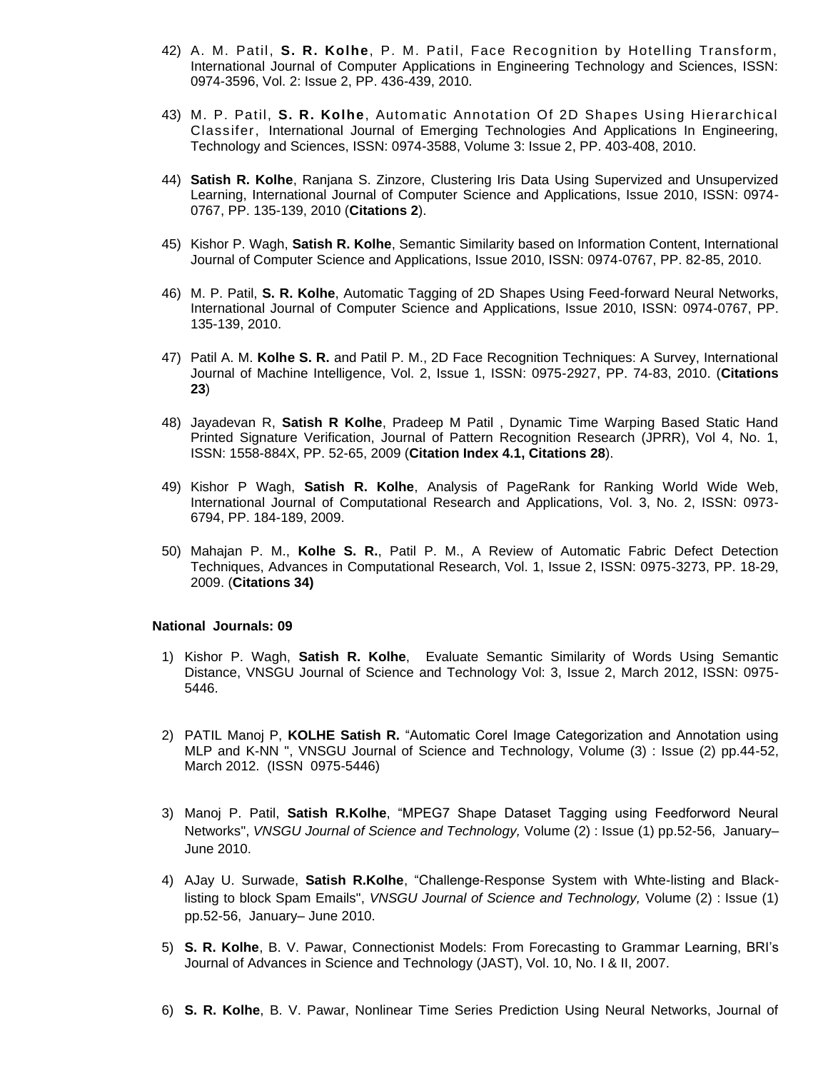42) A. M. Patil, **S. R. Kolhe**, P. M. Patil, Face Recognition by Hotelling Transform, International Journal of Computer Applications in Engineering Technology and Sciences, ISSN: 0974-3596, Vol. 2: Issue 2, PP. 436-439, 2010.

43) M. P. Patil, **S. R. Kolhe**, Automatic Annotation Of 2D Shapes Using Hierarchical Classifer, International Journal of Emerging Technologies And Applications In Engineering, Technology and Sciences, ISSN: 0974-3588, Volume 3: Issue 2, PP. 403-408, 2010.

44) **Satish R. Kolhe**, Ranjana S. Zinzore, Clustering Iris Data Using Supervized and Unsupervized Learning, International Journal of Computer Science and Applications, Issue 2010, ISSN: 0974-0767, PP. 135-139, 2010 (**Citations 2**).

45) Kishor P. Wagh, **Satish R. Kolhe**, Semantic Similarity based on Information Content, International Journal of Computer Science and Applications, Issue 2010, ISSN: 0974-0767, PP. 82-85, 2010.

46) M. P. Patil, **S. R. Kolhe**, Automatic Tagging of 2D Shapes Using Feed-forward Neural Networks, International Journal of Computer Science and Applications, Issue 2010, ISSN: 0974-0767, PP. 135-139, 2010.

47) Patil A. M. **Kolhe S. R.** and Patil P. M., 2D Face Recognition Techniques: A Survey, International Journal of Machine Intelligence, Vol. 2, Issue 1, ISSN: 0975-2927, PP. 74-83, 2010. (**Citations 23**)

48) Jayadevan R, **Satish R Kolhe**, Pradeep M Patil , Dynamic Time Warping Based Static Hand Printed Signature Verification, Journal of Pattern Recognition Research (JPRR), Vol 4, No. 1, ISSN: 1558-884X, PP. 52-65, 2009 (**Citation Index 4.1, Citations 28**).

49) Kishor P Wagh, **Satish R. Kolhe**, Analysis of PageRank for Ranking World Wide Web, International Journal of Computational Research and Applications, Vol. 3, No. 2, ISSN: 0973-6794, PP. 184-189, 2009.

50) Mahajan P. M., **Kolhe S. R.**, Patil P. M., A Review of Automatic Fabric Defect Detection Techniques, Advances in Computational Research, Vol. 1, Issue 2, ISSN: 0975-3273, PP. 18-29, 2009. (**Citations 34)**

**National Journals: 09**

1) Kishor P. Wagh, **Satish R. Kolhe**, Evaluate Semantic Similarity of Words Using Semantic Distance, VNSGU Journal of Science and Technology Vol: 3, Issue 2, March 2012, ISSN: 0975-5446.

2) PATIL Manoj P, **KOLHE Satish R.** "Automatic Corel Image Categorization and Annotation using MLP and K-NN ", VNSGU Journal of Science and Technology, Volume (3) : Issue (2) pp.44-52, March 2012. (ISSN 0975-5446)

3) Manoj P. Patil, **Satish R.Kolhe**, "MPEG7 Shape Dataset Tagging using Feedforword Neural Networks", *VNSGU Journal of Science and Technology,* Volume (2) : Issue (1) pp.52-56, January– June 2010.

4) AJay U. Surwade, **Satish R.Kolhe**, "Challenge-Response System with Whte-listing and Black-listing to block Spam Emails", *VNSGU Journal of Science and Technology,* Volume (2) : Issue (1) pp.52-56, January– June 2010.

5) **S. R. Kolhe**, B. V. Pawar, Connectionist Models: From Forecasting to Grammar Learning, BRI's Journal of Advances in Science and Technology (JAST), Vol. 10, No. I & II, 2007.

6) **S. R. Kolhe**, B. V. Pawar, Nonlinear Time Series Prediction Using Neural Networks, Journal of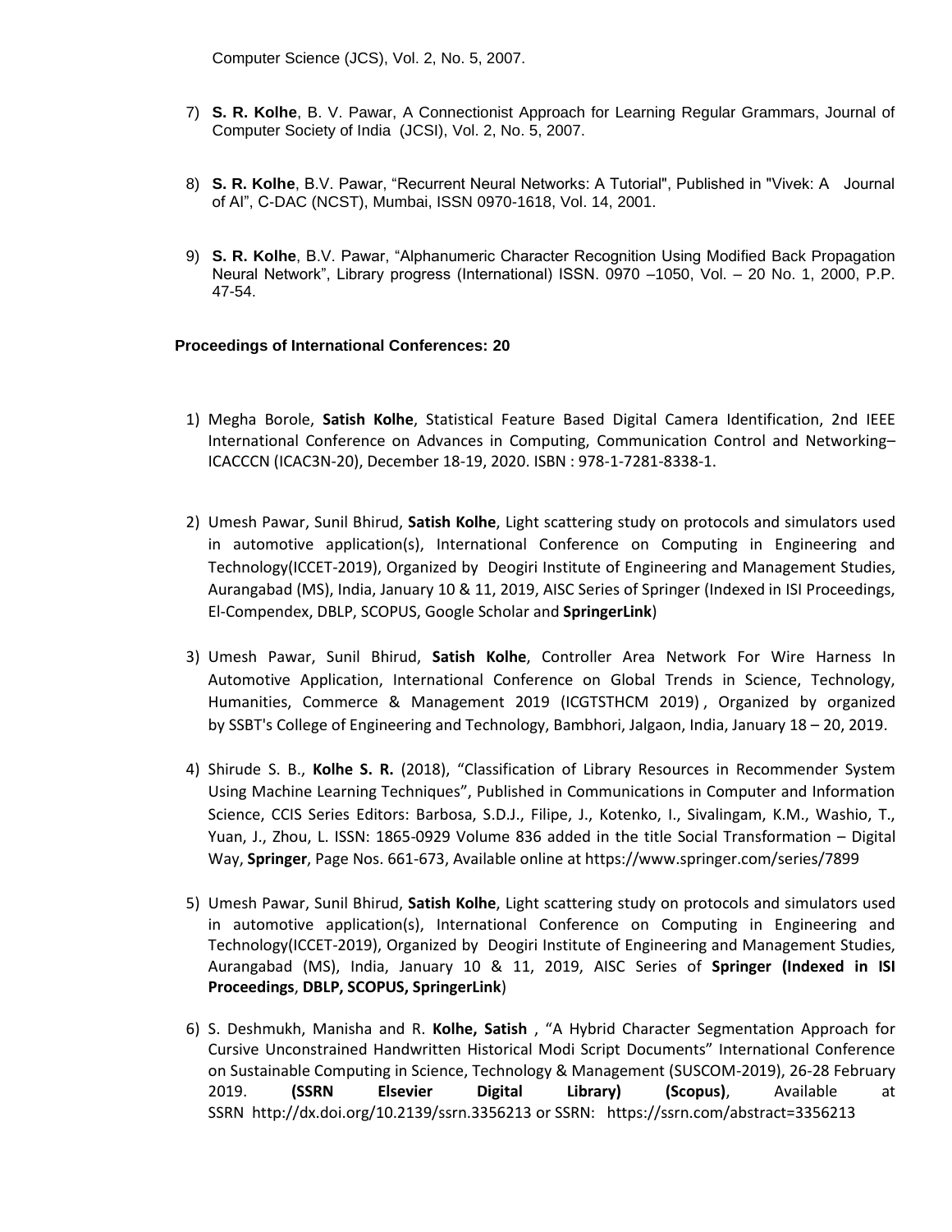Computer Science (JCS), Vol. 2, No. 5, 2007.

7) **S. R. Kolhe**, B. V. Pawar, A Connectionist Approach for Learning Regular Grammars, Journal of Computer Society of India (JCSI), Vol. 2, No. 5, 2007.

8) **S. R. Kolhe**, B.V. Pawar, “Recurrent Neural Networks: A Tutorial", Published in "Vivek: A Journal of AI”, C-DAC (NCST), Mumbai, ISSN 0970-1618, Vol. 14, 2001.

9) **S. R. Kolhe**, B.V. Pawar, “Alphanumeric Character Recognition Using Modified Back Propagation Neural Network”, Library progress (International) ISSN. 0970 –1050, Vol. – 20 No. 1, 2000, P.P. 47-54.

**Proceedings of International Conferences: 20**

1) Megha Borole, **Satish Kolhe**, Statistical Feature Based Digital Camera Identification, 2nd IEEE International Conference on Advances in Computing, Communication Control and Networking– ICACCCN (ICAC3N-20), December 18-19, 2020. ISBN : 978-1-7281-8338-1.

2) Umesh Pawar, Sunil Bhirud, **Satish Kolhe**, Light scattering study on protocols and simulators used in automotive application(s), International Conference on Computing in Engineering and Technology(ICCET-2019), Organized by Deogiri Institute of Engineering and Management Studies, Aurangabad (MS), India, January 10 & 11, 2019, AISC Series of Springer (Indexed in ISI Proceedings, El-Compendex, DBLP, SCOPUS, Google Scholar and **SpringerLink**)

3) Umesh Pawar, Sunil Bhirud, **Satish Kolhe**, Controller Area Network For Wire Harness In Automotive Application, International Conference on Global Trends in Science, Technology, Humanities, Commerce & Management 2019 (ICGTSTHCM 2019) , Organized by organized by SSBT's College of Engineering and Technology, Bambhori, Jalgaon, India, January 18 – 20, 2019.

4) Shirude S. B., **Kolhe S. R.** (2018), “Classification of Library Resources in Recommender System Using Machine Learning Techniques”, Published in Communications in Computer and Information Science, CCIS Series Editors: Barbosa, S.D.J., Filipe, J., Kotenko, I., Sivalingam, K.M., Washio, T., Yuan, J., Zhou, L. ISSN: 1865-0929 Volume 836 added in the title Social Transformation – Digital Way, **Springer**, Page Nos. 661-673, Available online at https://www.springer.com/series/7899

5) Umesh Pawar, Sunil Bhirud, **Satish Kolhe**, Light scattering study on protocols and simulators used in automotive application(s), International Conference on Computing in Engineering and Technology(ICCET-2019), Organized by Deogiri Institute of Engineering and Management Studies, Aurangabad (MS), India, January 10 & 11, 2019, AISC Series of **Springer (Indexed in ISI Proceedings**, **DBLP, SCOPUS, SpringerLink**)

6) S. Deshmukh, Manisha and R. **Kolhe, Satish** , “A Hybrid Character Segmentation Approach for Cursive Unconstrained Handwritten Historical Modi Script Documents” International Conference on Sustainable Computing in Science, Technology & Management (SUSCOM-2019), 26-28 February 2019. **(SSRN Elsevier Digital Library) (Scopus)**, Available at SSRN http://dx.doi.org/10.2139/ssrn.3356213 or SSRN: https://ssrn.com/abstract=3356213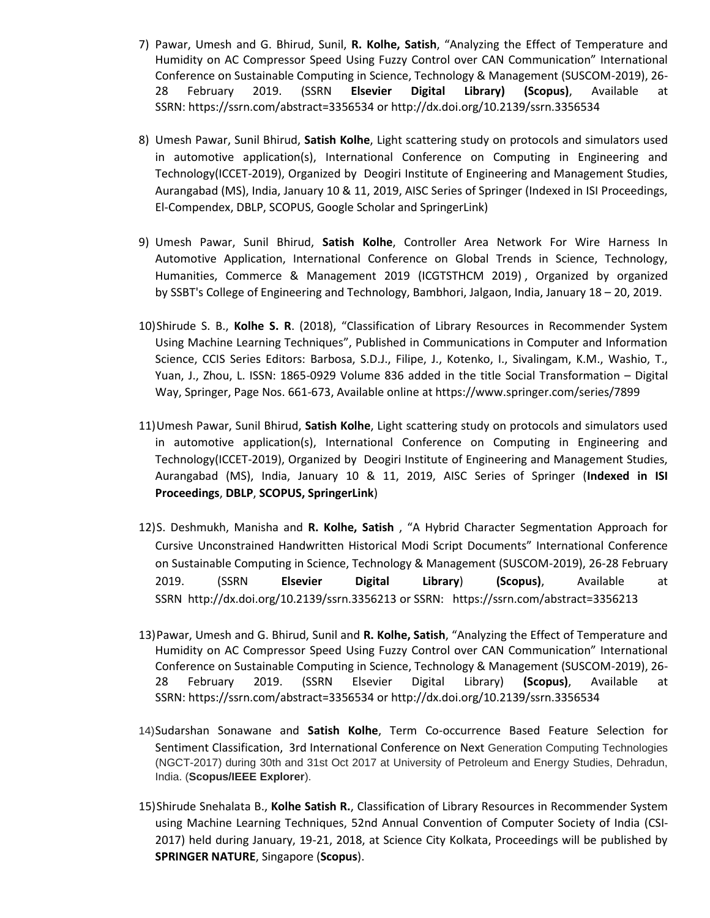7) Pawar, Umesh and G. Bhirud, Sunil, **R. Kolhe, Satish**, "Analyzing the Effect of Temperature and Humidity on AC Compressor Speed Using Fuzzy Control over CAN Communication" International Conference on Sustainable Computing in Science, Technology & Management (SUSCOM-2019), 26-28 February 2019. (SSRN **Elsevier Digital Library) (Scopus)**, Available at SSRN: https://ssrn.com/abstract=3356534 or http://dx.doi.org/10.2139/ssrn.3356534

8) Umesh Pawar, Sunil Bhirud, **Satish Kolhe**, Light scattering study on protocols and simulators used in automotive application(s), International Conference on Computing in Engineering and Technology(ICCET-2019), Organized by Deogiri Institute of Engineering and Management Studies, Aurangabad (MS), India, January 10 & 11, 2019, AISC Series of Springer (Indexed in ISI Proceedings, El-Compendex, DBLP, SCOPUS, Google Scholar and SpringerLink)

9) Umesh Pawar, Sunil Bhirud, **Satish Kolhe**, Controller Area Network For Wire Harness In Automotive Application, International Conference on Global Trends in Science, Technology, Humanities, Commerce & Management 2019 (ICGTSTHCM 2019) , Organized by organized by SSBT's College of Engineering and Technology, Bambhori, Jalgaon, India, January 18 – 20, 2019.

10) Shirude S. B., **Kolhe S. R**. (2018), "Classification of Library Resources in Recommender System Using Machine Learning Techniques", Published in Communications in Computer and Information Science, CCIS Series Editors: Barbosa, S.D.J., Filipe, J., Kotenko, I., Sivalingam, K.M., Washio, T., Yuan, J., Zhou, L. ISSN: 1865-0929 Volume 836 added in the title Social Transformation – Digital Way, Springer, Page Nos. 661-673, Available online at https://www.springer.com/series/7899

11) Umesh Pawar, Sunil Bhirud, **Satish Kolhe**, Light scattering study on protocols and simulators used in automotive application(s), International Conference on Computing in Engineering and Technology(ICCET-2019), Organized by Deogiri Institute of Engineering and Management Studies, Aurangabad (MS), India, January 10 & 11, 2019, AISC Series of Springer (**Indexed in ISI Proceedings**, **DBLP**, **SCOPUS, SpringerLink**)

12) S. Deshmukh, Manisha and **R. Kolhe, Satish** , "A Hybrid Character Segmentation Approach for Cursive Unconstrained Handwritten Historical Modi Script Documents" International Conference on Sustainable Computing in Science, Technology & Management (SUSCOM-2019), 26-28 February 2019. (SSRN **Elsevier Digital Library**) **(Scopus)**, Available at SSRN http://dx.doi.org/10.2139/ssrn.3356213 or SSRN: https://ssrn.com/abstract=3356213

13) Pawar, Umesh and G. Bhirud, Sunil and **R. Kolhe, Satish**, "Analyzing the Effect of Temperature and Humidity on AC Compressor Speed Using Fuzzy Control over CAN Communication" International Conference on Sustainable Computing in Science, Technology & Management (SUSCOM-2019), 26-28 February 2019. (SSRN Elsevier Digital Library) **(Scopus)**, Available at SSRN: https://ssrn.com/abstract=3356534 or http://dx.doi.org/10.2139/ssrn.3356534

14) Sudarshan Sonawane and **Satish Kolhe**, Term Co-occurrence Based Feature Selection for Sentiment Classification, 3rd International Conference on Next Generation Computing Technologies (NGCT-2017) during 30th and 31st Oct 2017 at University of Petroleum and Energy Studies, Dehradun, India. (**Scopus/IEEE Explorer**).

15) Shirude Snehalata B., **Kolhe Satish R.**, Classification of Library Resources in Recommender System using Machine Learning Techniques, 52nd Annual Convention of Computer Society of India (CSI-2017) held during January, 19-21, 2018, at Science City Kolkata, Proceedings will be published by **SPRINGER NATURE**, Singapore (**Scopus**).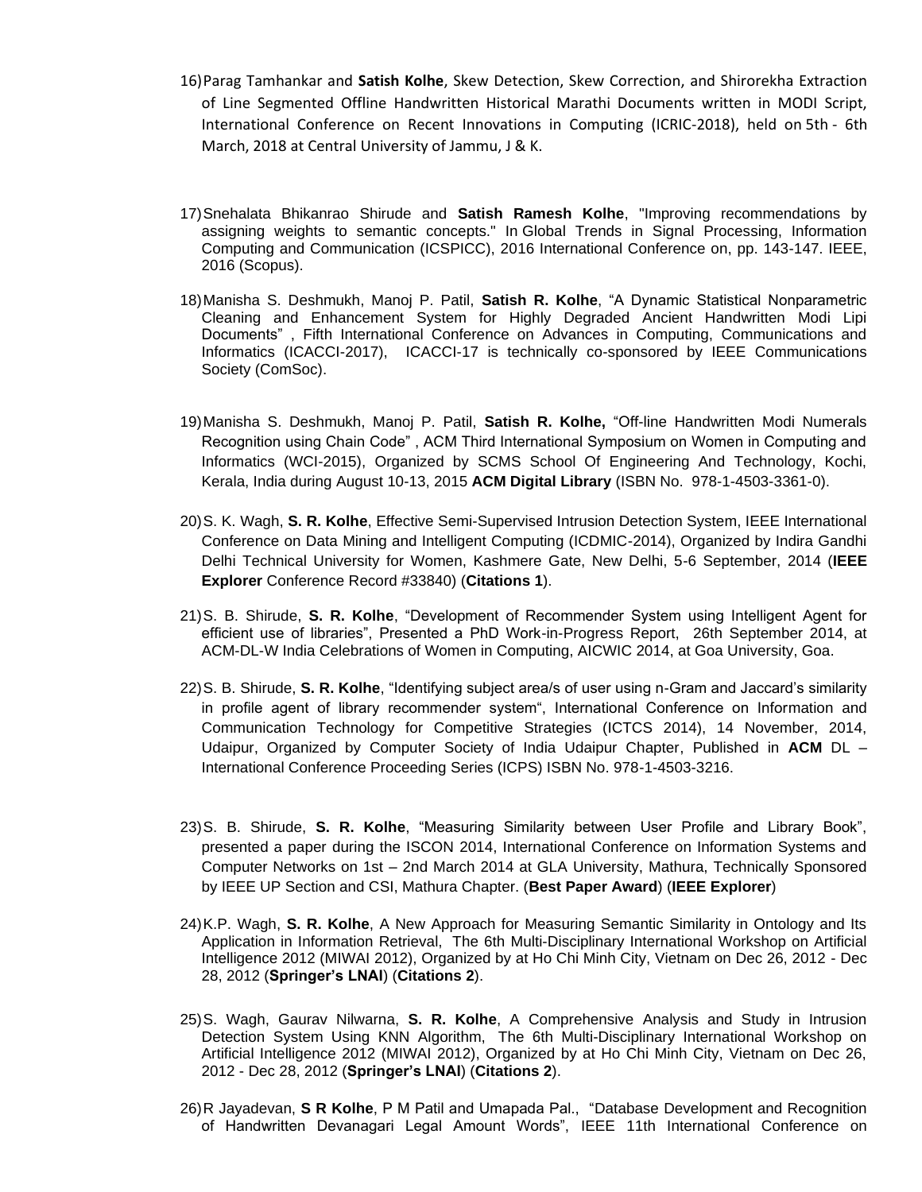16) Parag Tamhankar and **Satish Kolhe**, Skew Detection, Skew Correction, and Shirorekha Extraction of Line Segmented Offline Handwritten Historical Marathi Documents written in MODI Script, International Conference on Recent Innovations in Computing (ICRIC-2018), held on 5th - 6th March, 2018 at Central University of Jammu, J & K.

17) Snehalata Bhikanrao Shirude and **Satish Ramesh Kolhe**, "Improving recommendations by assigning weights to semantic concepts." In Global Trends in Signal Processing, Information Computing and Communication (ICSPICC), 2016 International Conference on, pp. 143-147. IEEE, 2016 (Scopus).

18) Manisha S. Deshmukh, Manoj P. Patil, **Satish R. Kolhe**, "A Dynamic Statistical Nonparametric Cleaning and Enhancement System for Highly Degraded Ancient Handwritten Modi Lipi Documents" , Fifth International Conference on Advances in Computing, Communications and Informatics (ICACCI-2017), ICACCI-17 is technically co-sponsored by IEEE Communications Society (ComSoc).

19) Manisha S. Deshmukh, Manoj P. Patil, **Satish R. Kolhe,** "Off-line Handwritten Modi Numerals Recognition using Chain Code" , ACM Third International Symposium on Women in Computing and Informatics (WCI-2015), Organized by SCMS School Of Engineering And Technology, Kochi, Kerala, India during August 10-13, 2015 **ACM Digital Library** (ISBN No. 978-1-4503-3361-0).

20) S. K. Wagh, **S. R. Kolhe**, Effective Semi-Supervised Intrusion Detection System, IEEE International Conference on Data Mining and Intelligent Computing (ICDMIC-2014), Organized by Indira Gandhi Delhi Technical University for Women, Kashmere Gate, New Delhi, 5-6 September, 2014 (**IEEE Explorer** Conference Record #33840) (**Citations 1**).

21) S. B. Shirude, **S. R. Kolhe**, "Development of Recommender System using Intelligent Agent for efficient use of libraries", Presented a PhD Work-in-Progress Report, 26th September 2014, at ACM-DL-W India Celebrations of Women in Computing, AICWIC 2014, at Goa University, Goa.

22) S. B. Shirude, **S. R. Kolhe**, "Identifying subject area/s of user using n-Gram and Jaccard's similarity in profile agent of library recommender system", International Conference on Information and Communication Technology for Competitive Strategies (ICTCS 2014), 14 November, 2014, Udaipur, Organized by Computer Society of India Udaipur Chapter, Published in **ACM** DL – International Conference Proceeding Series (ICPS) ISBN No. 978-1-4503-3216.

23) S. B. Shirude, **S. R. Kolhe**, "Measuring Similarity between User Profile and Library Book", presented a paper during the ISCON 2014, International Conference on Information Systems and Computer Networks on 1st – 2nd March 2014 at GLA University, Mathura, Technically Sponsored by IEEE UP Section and CSI, Mathura Chapter. (**Best Paper Award**) (**IEEE Explorer**)

24) K.P. Wagh, **S. R. Kolhe**, A New Approach for Measuring Semantic Similarity in Ontology and Its Application in Information Retrieval, The 6th Multi-Disciplinary International Workshop on Artificial Intelligence 2012 (MIWAI 2012), Organized by at Ho Chi Minh City, Vietnam on Dec 26, 2012 - Dec 28, 2012 (**Springer's LNAI**) (**Citations 2**).

25) S. Wagh, Gaurav Nilwarna, **S. R. Kolhe**, A Comprehensive Analysis and Study in Intrusion Detection System Using KNN Algorithm, The 6th Multi-Disciplinary International Workshop on Artificial Intelligence 2012 (MIWAI 2012), Organized by at Ho Chi Minh City, Vietnam on Dec 26, 2012 - Dec 28, 2012 (**Springer's LNAI**) (**Citations 2**).

26) R Jayadevan, **S R Kolhe**, P M Patil and Umapada Pal., "Database Development and Recognition of Handwritten Devanagari Legal Amount Words", IEEE 11th International Conference on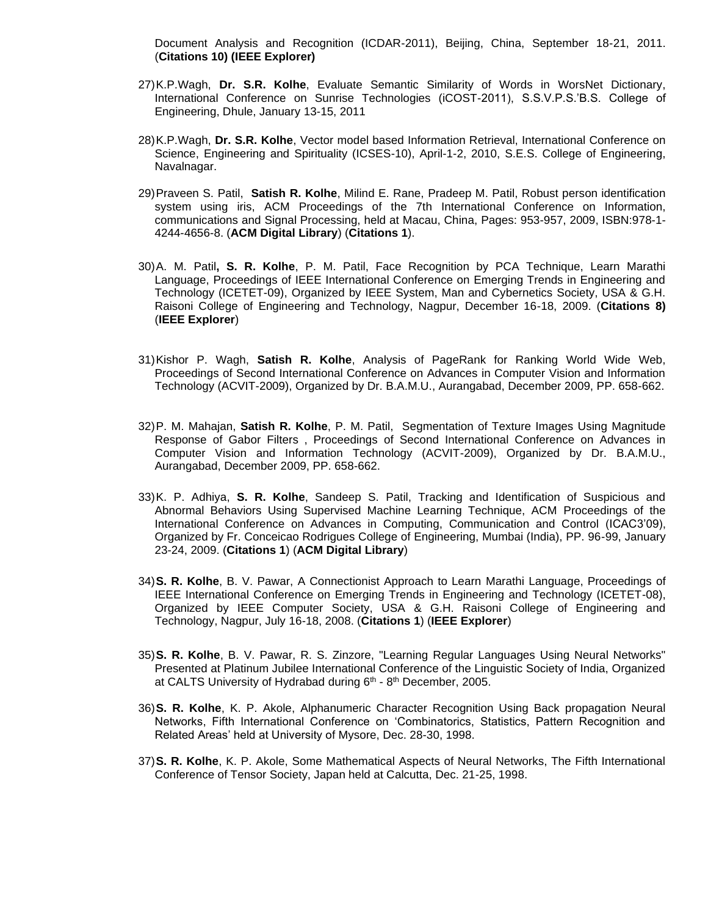Document Analysis and Recognition (ICDAR-2011), Beijing, China, September 18-21, 2011. (**Citations 10) (IEEE Explorer)**

27) K.P.Wagh, **Dr. S.R. Kolhe**, Evaluate Semantic Similarity of Words in WorsNet Dictionary, International Conference on Sunrise Technologies (iCOST-2011), S.S.V.P.S.'B.S. College of Engineering, Dhule, January 13-15, 2011

28) K.P.Wagh, **Dr. S.R. Kolhe**, Vector model based Information Retrieval, International Conference on Science, Engineering and Spirituality (ICSES-10), April-1-2, 2010, S.E.S. College of Engineering, Navalnagar.

29) Praveen S. Patil, **Satish R. Kolhe**, Milind E. Rane, Pradeep M. Patil, Robust person identification system using iris, ACM Proceedings of the 7th International Conference on Information, communications and Signal Processing, held at Macau, China, Pages: 953-957, 2009, ISBN:978-1-4244-4656-8. (**ACM Digital Library**) (**Citations 1**).

30) A. M. Patil**, S. R. Kolhe**, P. M. Patil, Face Recognition by PCA Technique, Learn Marathi Language, Proceedings of IEEE International Conference on Emerging Trends in Engineering and Technology (ICETET-09), Organized by IEEE System, Man and Cybernetics Society, USA & G.H. Raisoni College of Engineering and Technology, Nagpur, December 16-18, 2009. (**Citations 8)** (**IEEE Explorer**)

31) Kishor P. Wagh, **Satish R. Kolhe**, Analysis of PageRank for Ranking World Wide Web, Proceedings of Second International Conference on Advances in Computer Vision and Information Technology (ACVIT-2009), Organized by Dr. B.A.M.U., Aurangabad, December 2009, PP. 658-662.

32) P. M. Mahajan, **Satish R. Kolhe**, P. M. Patil, Segmentation of Texture Images Using Magnitude Response of Gabor Filters , Proceedings of Second International Conference on Advances in Computer Vision and Information Technology (ACVIT-2009), Organized by Dr. B.A.M.U., Aurangabad, December 2009, PP. 658-662.

33) K. P. Adhiya, **S. R. Kolhe**, Sandeep S. Patil, Tracking and Identification of Suspicious and Abnormal Behaviors Using Supervised Machine Learning Technique, ACM Proceedings of the International Conference on Advances in Computing, Communication and Control (ICAC3'09), Organized by Fr. Conceicao Rodrigues College of Engineering, Mumbai (India), PP. 96-99, January 23-24, 2009. (**Citations 1**) (**ACM Digital Library**)

34) **S. R. Kolhe**, B. V. Pawar, A Connectionist Approach to Learn Marathi Language, Proceedings of IEEE International Conference on Emerging Trends in Engineering and Technology (ICETET-08), Organized by IEEE Computer Society, USA & G.H. Raisoni College of Engineering and Technology, Nagpur, July 16-18, 2008. (**Citations 1**) (**IEEE Explorer**)

35) **S. R. Kolhe**, B. V. Pawar, R. S. Zinzore, "Learning Regular Languages Using Neural Networks" Presented at Platinum Jubilee International Conference of the Linguistic Society of India, Organized at CALTS University of Hydrabad during 6th - 8th December, 2005.

36) **S. R. Kolhe**, K. P. Akole, Alphanumeric Character Recognition Using Back propagation Neural Networks, Fifth International Conference on 'Combinatorics, Statistics, Pattern Recognition and Related Areas' held at University of Mysore, Dec. 28-30, 1998.

37) **S. R. Kolhe**, K. P. Akole, Some Mathematical Aspects of Neural Networks, The Fifth International Conference of Tensor Society, Japan held at Calcutta, Dec. 21-25, 1998.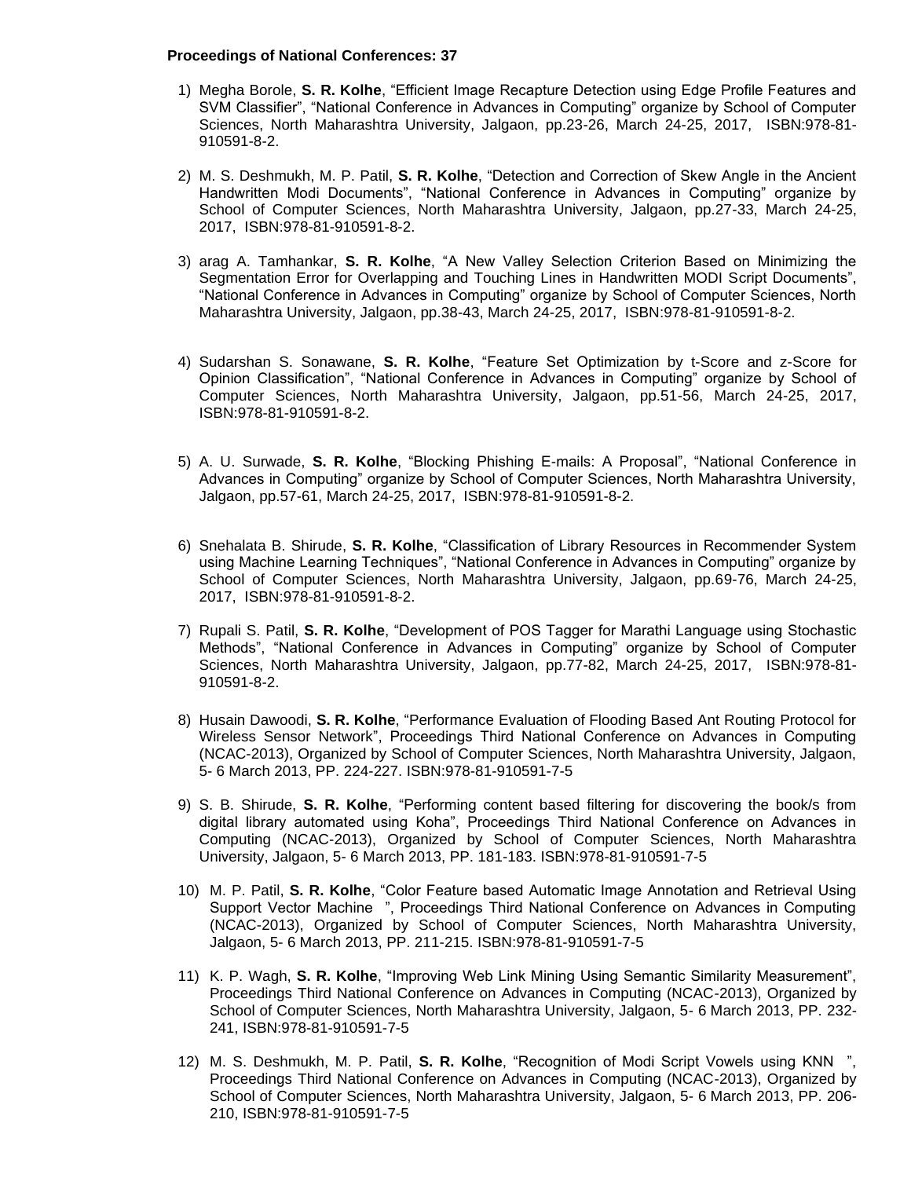**Proceedings of National Conferences: 37**

1) Megha Borole, **S. R. Kolhe**, “Efficient Image Recapture Detection using Edge Profile Features and SVM Classifier”, “National Conference in Advances in Computing” organize by School of Computer Sciences, North Maharashtra University, Jalgaon, pp.23-26, March 24-25, 2017, ISBN:978-81-910591-8-2.

2) M. S. Deshmukh, M. P. Patil, **S. R. Kolhe**, “Detection and Correction of Skew Angle in the Ancient Handwritten Modi Documents”, “National Conference in Advances in Computing” organize by School of Computer Sciences, North Maharashtra University, Jalgaon, pp.27-33, March 24-25, 2017, ISBN:978-81-910591-8-2.

3) arag A. Tamhankar, **S. R. Kolhe**, “A New Valley Selection Criterion Based on Minimizing the Segmentation Error for Overlapping and Touching Lines in Handwritten MODI Script Documents”, “National Conference in Advances in Computing” organize by School of Computer Sciences, North Maharashtra University, Jalgaon, pp.38-43, March 24-25, 2017, ISBN:978-81-910591-8-2.

4) Sudarshan S. Sonawane, **S. R. Kolhe**, “Feature Set Optimization by t-Score and z-Score for Opinion Classification”, “National Conference in Advances in Computing” organize by School of Computer Sciences, North Maharashtra University, Jalgaon, pp.51-56, March 24-25, 2017, ISBN:978-81-910591-8-2.

5) A. U. Surwade, **S. R. Kolhe**, “Blocking Phishing E-mails: A Proposal”, “National Conference in Advances in Computing” organize by School of Computer Sciences, North Maharashtra University, Jalgaon, pp.57-61, March 24-25, 2017, ISBN:978-81-910591-8-2.

6) Snehalata B. Shirude, **S. R. Kolhe**, “Classification of Library Resources in Recommender System using Machine Learning Techniques”, “National Conference in Advances in Computing” organize by School of Computer Sciences, North Maharashtra University, Jalgaon, pp.69-76, March 24-25, 2017, ISBN:978-81-910591-8-2.

7) Rupali S. Patil, **S. R. Kolhe**, “Development of POS Tagger for Marathi Language using Stochastic Methods”, “National Conference in Advances in Computing” organize by School of Computer Sciences, North Maharashtra University, Jalgaon, pp.77-82, March 24-25, 2017, ISBN:978-81-910591-8-2.

8) Husain Dawoodi, **S. R. Kolhe**, “Performance Evaluation of Flooding Based Ant Routing Protocol for Wireless Sensor Network”, Proceedings Third National Conference on Advances in Computing (NCAC-2013), Organized by School of Computer Sciences, North Maharashtra University, Jalgaon, 5- 6 March 2013, PP. 224-227. ISBN:978-81-910591-7-5

9) S. B. Shirude, **S. R. Kolhe**, “Performing content based filtering for discovering the book/s from digital library automated using Koha”, Proceedings Third National Conference on Advances in Computing (NCAC-2013), Organized by School of Computer Sciences, North Maharashtra University, Jalgaon, 5- 6 March 2013, PP. 181-183. ISBN:978-81-910591-7-5

10) M. P. Patil, **S. R. Kolhe**, “Color Feature based Automatic Image Annotation and Retrieval Using Support Vector Machine ”, Proceedings Third National Conference on Advances in Computing (NCAC-2013), Organized by School of Computer Sciences, North Maharashtra University, Jalgaon, 5- 6 March 2013, PP. 211-215. ISBN:978-81-910591-7-5

11) K. P. Wagh, **S. R. Kolhe**, “Improving Web Link Mining Using Semantic Similarity Measurement”, Proceedings Third National Conference on Advances in Computing (NCAC-2013), Organized by School of Computer Sciences, North Maharashtra University, Jalgaon, 5- 6 March 2013, PP. 232-241, ISBN:978-81-910591-7-5

12) M. S. Deshmukh, M. P. Patil, **S. R. Kolhe**, “Recognition of Modi Script Vowels using KNN ”, Proceedings Third National Conference on Advances in Computing (NCAC-2013), Organized by School of Computer Sciences, North Maharashtra University, Jalgaon, 5- 6 March 2013, PP. 206-210, ISBN:978-81-910591-7-5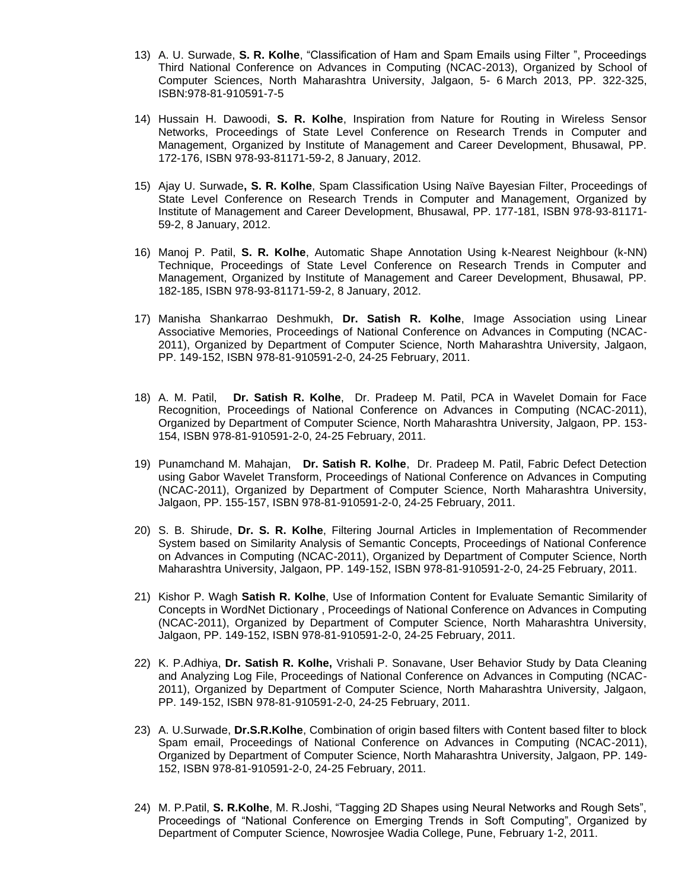13) A. U. Surwade, **S. R. Kolhe**, "Classification of Ham and Spam Emails using Filter ", Proceedings Third National Conference on Advances in Computing (NCAC-2013), Organized by School of Computer Sciences, North Maharashtra University, Jalgaon, 5- 6 March 2013, PP. 322-325, ISBN:978-81-910591-7-5

14) Hussain H. Dawoodi, **S. R. Kolhe**, Inspiration from Nature for Routing in Wireless Sensor Networks, Proceedings of State Level Conference on Research Trends in Computer and Management, Organized by Institute of Management and Career Development, Bhusawal, PP. 172-176, ISBN 978-93-81171-59-2, 8 January, 2012.

15) Ajay U. Surwade**, S. R. Kolhe**, Spam Classification Using Naïve Bayesian Filter, Proceedings of State Level Conference on Research Trends in Computer and Management, Organized by Institute of Management and Career Development, Bhusawal, PP. 177-181, ISBN 978-93-81171-59-2, 8 January, 2012.

16) Manoj P. Patil, **S. R. Kolhe**, Automatic Shape Annotation Using k-Nearest Neighbour (k-NN) Technique, Proceedings of State Level Conference on Research Trends in Computer and Management, Organized by Institute of Management and Career Development, Bhusawal, PP. 182-185, ISBN 978-93-81171-59-2, 8 January, 2012.

17) Manisha Shankarrao Deshmukh, **Dr. Satish R. Kolhe**, Image Association using Linear Associative Memories, Proceedings of National Conference on Advances in Computing (NCAC-2011), Organized by Department of Computer Science, North Maharashtra University, Jalgaon, PP. 149-152, ISBN 978-81-910591-2-0, 24-25 February, 2011.

18) A. M. Patil, **Dr. Satish R. Kolhe**, Dr. Pradeep M. Patil, PCA in Wavelet Domain for Face Recognition, Proceedings of National Conference on Advances in Computing (NCAC-2011), Organized by Department of Computer Science, North Maharashtra University, Jalgaon, PP. 153-154, ISBN 978-81-910591-2-0, 24-25 February, 2011.

19) Punamchand M. Mahajan, **Dr. Satish R. Kolhe**, Dr. Pradeep M. Patil, Fabric Defect Detection using Gabor Wavelet Transform, Proceedings of National Conference on Advances in Computing (NCAC-2011), Organized by Department of Computer Science, North Maharashtra University, Jalgaon, PP. 155-157, ISBN 978-81-910591-2-0, 24-25 February, 2011.

20) S. B. Shirude, **Dr. S. R. Kolhe**, Filtering Journal Articles in Implementation of Recommender System based on Similarity Analysis of Semantic Concepts, Proceedings of National Conference on Advances in Computing (NCAC-2011), Organized by Department of Computer Science, North Maharashtra University, Jalgaon, PP. 149-152, ISBN 978-81-910591-2-0, 24-25 February, 2011.

21) Kishor P. Wagh **Satish R. Kolhe**, Use of Information Content for Evaluate Semantic Similarity of Concepts in WordNet Dictionary , Proceedings of National Conference on Advances in Computing (NCAC-2011), Organized by Department of Computer Science, North Maharashtra University, Jalgaon, PP. 149-152, ISBN 978-81-910591-2-0, 24-25 February, 2011.

22) K. P.Adhiya, **Dr. Satish R. Kolhe,** Vrishali P. Sonavane, User Behavior Study by Data Cleaning and Analyzing Log File, Proceedings of National Conference on Advances in Computing (NCAC-2011), Organized by Department of Computer Science, North Maharashtra University, Jalgaon, PP. 149-152, ISBN 978-81-910591-2-0, 24-25 February, 2011.

23) A. U.Surwade, **Dr.S.R.Kolhe**, Combination of origin based filters with Content based filter to block Spam email, Proceedings of National Conference on Advances in Computing (NCAC-2011), Organized by Department of Computer Science, North Maharashtra University, Jalgaon, PP. 149-152, ISBN 978-81-910591-2-0, 24-25 February, 2011.

24) M. P.Patil, **S. R.Kolhe**, M. R.Joshi, "Tagging 2D Shapes using Neural Networks and Rough Sets", Proceedings of "National Conference on Emerging Trends in Soft Computing", Organized by Department of Computer Science, Nowrosjee Wadia College, Pune, February 1-2, 2011.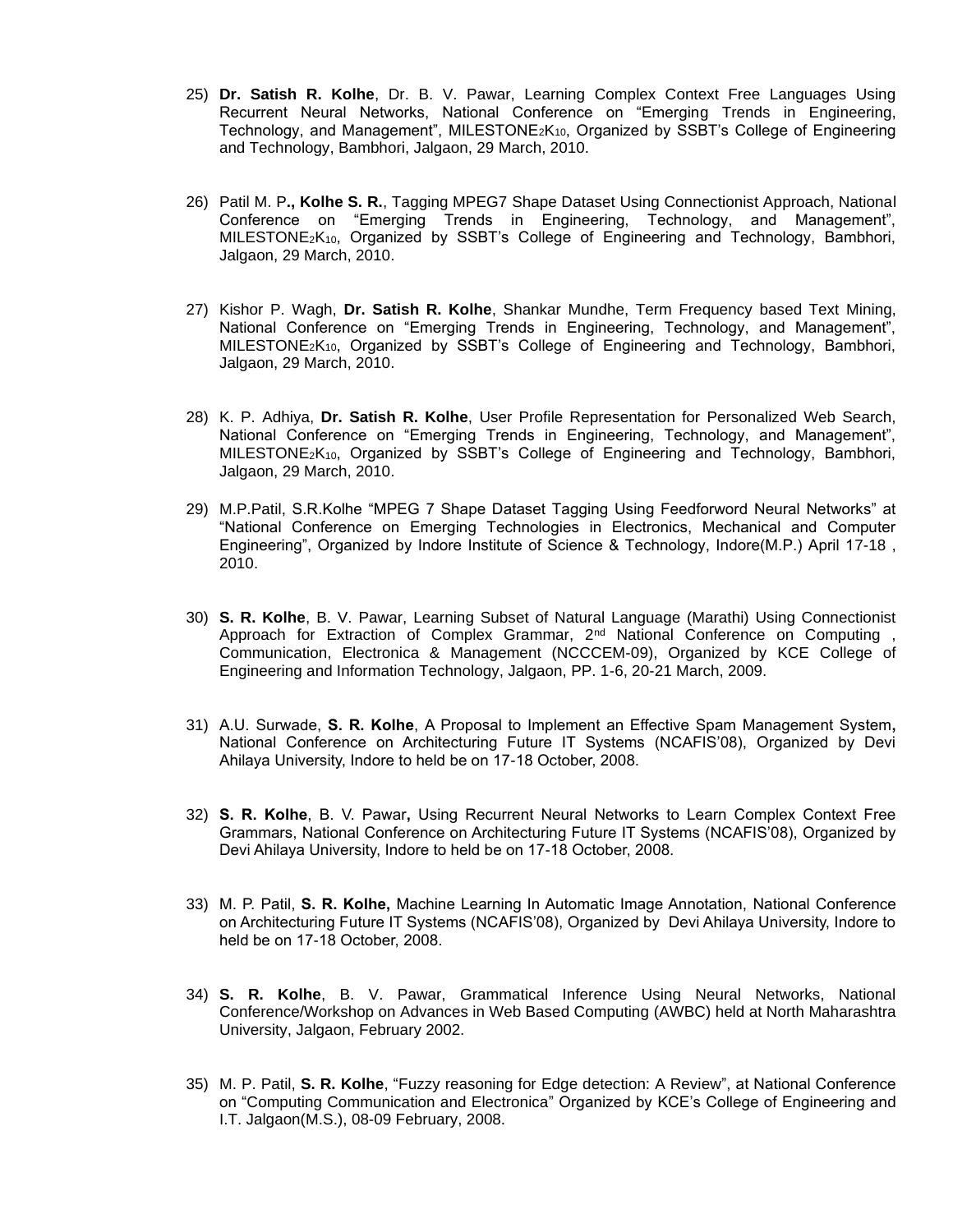25) **Dr. Satish R. Kolhe**, Dr. B. V. Pawar, Learning Complex Context Free Languages Using Recurrent Neural Networks, National Conference on "Emerging Trends in Engineering, Technology, and Management", MILESTONE$_2$K$_{10}$, Organized by SSBT's College of Engineering and Technology, Bambhori, Jalgaon, 29 March, 2010.

26) Patil M. P**., Kolhe S. R.**, Tagging MPEG7 Shape Dataset Using Connectionist Approach, National Conference on "Emerging Trends in Engineering, Technology, and Management", MILESTONE$_2$K$_{10}$, Organized by SSBT's College of Engineering and Technology, Bambhori, Jalgaon, 29 March, 2010.

27) Kishor P. Wagh, **Dr. Satish R. Kolhe**, Shankar Mundhe, Term Frequency based Text Mining, National Conference on "Emerging Trends in Engineering, Technology, and Management", MILESTONE$_2$K$_{10}$, Organized by SSBT's College of Engineering and Technology, Bambhori, Jalgaon, 29 March, 2010.

28) K. P. Adhiya, **Dr. Satish R. Kolhe**, User Profile Representation for Personalized Web Search, National Conference on "Emerging Trends in Engineering, Technology, and Management", MILESTONE$_2$K$_{10}$, Organized by SSBT's College of Engineering and Technology, Bambhori, Jalgaon, 29 March, 2010.

29) M.P.Patil, S.R.Kolhe "MPEG 7 Shape Dataset Tagging Using Feedforword Neural Networks" at "National Conference on Emerging Technologies in Electronics, Mechanical and Computer Engineering", Organized by Indore Institute of Science & Technology, Indore(M.P.) April 17-18 , 2010.

30) **S. R. Kolhe**, B. V. Pawar, Learning Subset of Natural Language (Marathi) Using Connectionist Approach for Extraction of Complex Grammar, 2nd National Conference on Computing , Communication, Electronica & Management (NCCCEM-09), Organized by KCE College of Engineering and Information Technology, Jalgaon, PP. 1-6, 20-21 March, 2009.

31) A.U. Surwade, **S. R. Kolhe**, A Proposal to Implement an Effective Spam Management System**,** National Conference on Architecturing Future IT Systems (NCAFIS'08), Organized by Devi Ahilaya University, Indore to held be on 17-18 October, 2008.

32) **S. R. Kolhe**, B. V. Pawar**,** Using Recurrent Neural Networks to Learn Complex Context Free Grammars, National Conference on Architecturing Future IT Systems (NCAFIS'08), Organized by Devi Ahilaya University, Indore to held be on 17-18 October, 2008.

33) M. P. Patil, **S. R. Kolhe,** Machine Learning In Automatic Image Annotation, National Conference on Architecturing Future IT Systems (NCAFIS'08), Organized by Devi Ahilaya University, Indore to held be on 17-18 October, 2008.

34) **S. R. Kolhe**, B. V. Pawar, Grammatical Inference Using Neural Networks, National Conference/Workshop on Advances in Web Based Computing (AWBC) held at North Maharashtra University, Jalgaon, February 2002.

35) M. P. Patil, **S. R. Kolhe**, "Fuzzy reasoning for Edge detection: A Review", at National Conference on "Computing Communication and Electronica" Organized by KCE's College of Engineering and I.T. Jalgaon(M.S.), 08-09 February, 2008.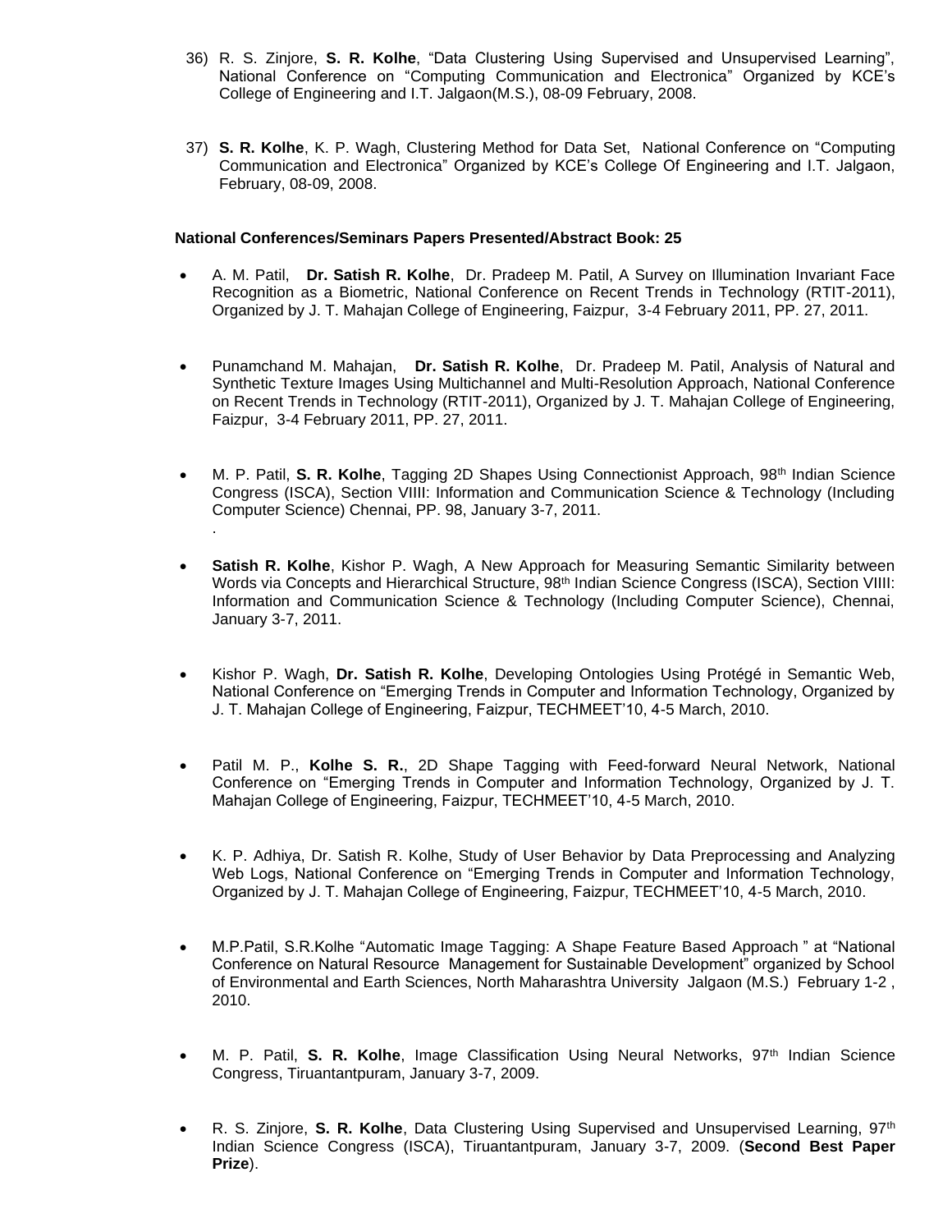36) R. S. Zinjore, **S. R. Kolhe**, "Data Clustering Using Supervised and Unsupervised Learning", National Conference on "Computing Communication and Electronica" Organized by KCE's College of Engineering and I.T. Jalgaon(M.S.), 08-09 February, 2008.

37) **S. R. Kolhe**, K. P. Wagh, Clustering Method for Data Set, National Conference on "Computing Communication and Electronica" Organized by KCE's College Of Engineering and I.T. Jalgaon, February, 08-09, 2008.

**National Conferences/Seminars Papers Presented/Abstract Book: 25**

- A. M. Patil, **Dr. Satish R. Kolhe**, Dr. Pradeep M. Patil, A Survey on Illumination Invariant Face Recognition as a Biometric, National Conference on Recent Trends in Technology (RTIT-2011), Organized by J. T. Mahajan College of Engineering, Faizpur, 3-4 February 2011, PP. 27, 2011.

- Punamchand M. Mahajan, **Dr. Satish R. Kolhe**, Dr. Pradeep M. Patil, Analysis of Natural and Synthetic Texture Images Using Multichannel and Multi-Resolution Approach, National Conference on Recent Trends in Technology (RTIT-2011), Organized by J. T. Mahajan College of Engineering, Faizpur, 3-4 February 2011, PP. 27, 2011.

- M. P. Patil, **S. R. Kolhe**, Tagging 2D Shapes Using Connectionist Approach, 98th Indian Science Congress (ISCA), Section VIIII: Information and Communication Science & Technology (Including Computer Science) Chennai, PP. 98, January 3-7, 2011.
.

- **Satish R. Kolhe**, Kishor P. Wagh, A New Approach for Measuring Semantic Similarity between Words via Concepts and Hierarchical Structure, 98th Indian Science Congress (ISCA), Section VIIII: Information and Communication Science & Technology (Including Computer Science), Chennai, January 3-7, 2011.

- Kishor P. Wagh, **Dr. Satish R. Kolhe**, Developing Ontologies Using Protégé in Semantic Web, National Conference on "Emerging Trends in Computer and Information Technology, Organized by J. T. Mahajan College of Engineering, Faizpur, TECHMEET'10, 4-5 March, 2010.

- Patil M. P., **Kolhe S. R.**, 2D Shape Tagging with Feed-forward Neural Network, National Conference on "Emerging Trends in Computer and Information Technology, Organized by J. T. Mahajan College of Engineering, Faizpur, TECHMEET'10, 4-5 March, 2010.

- K. P. Adhiya, Dr. Satish R. Kolhe, Study of User Behavior by Data Preprocessing and Analyzing Web Logs, National Conference on "Emerging Trends in Computer and Information Technology, Organized by J. T. Mahajan College of Engineering, Faizpur, TECHMEET'10, 4-5 March, 2010.

- M.P.Patil, S.R.Kolhe "Automatic Image Tagging: A Shape Feature Based Approach " at "National Conference on Natural Resource Management for Sustainable Development" organized by School of Environmental and Earth Sciences, North Maharashtra University Jalgaon (M.S.) February 1-2 , 2010.

- M. P. Patil, **S. R. Kolhe**, Image Classification Using Neural Networks, 97th Indian Science Congress, Tiruantantpuram, January 3-7, 2009.

- R. S. Zinjore, **S. R. Kolhe**, Data Clustering Using Supervised and Unsupervised Learning, 97th Indian Science Congress (ISCA), Tiruantantpuram, January 3-7, 2009. (**Second Best Paper Prize**).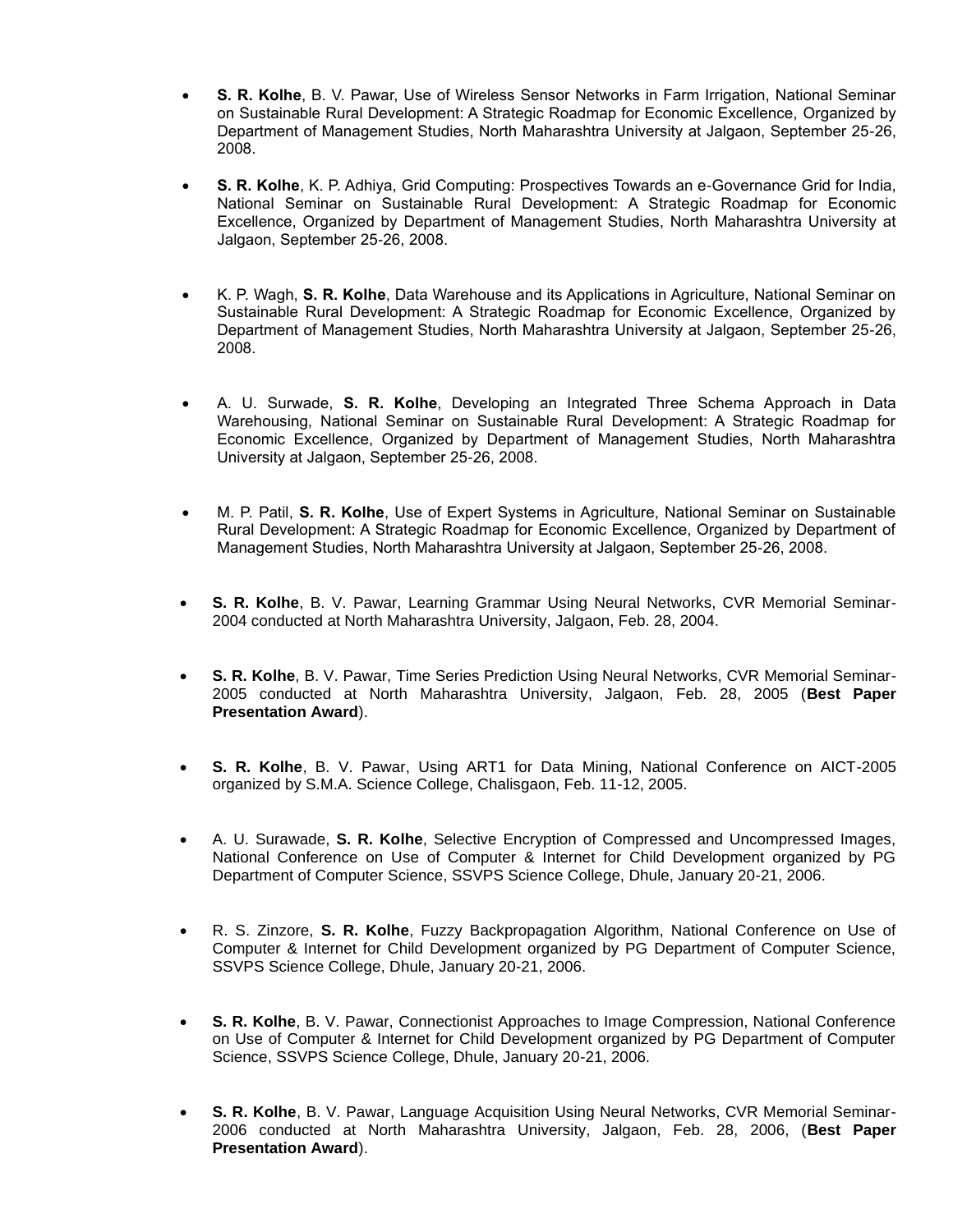- **S. R. Kolhe**, B. V. Pawar, Use of Wireless Sensor Networks in Farm Irrigation, National Seminar on Sustainable Rural Development: A Strategic Roadmap for Economic Excellence, Organized by Department of Management Studies, North Maharashtra University at Jalgaon, September 25-26, 2008.

- **S. R. Kolhe**, K. P. Adhiya, Grid Computing: Prospectives Towards an e-Governance Grid for India, National Seminar on Sustainable Rural Development: A Strategic Roadmap for Economic Excellence, Organized by Department of Management Studies, North Maharashtra University at Jalgaon, September 25-26, 2008.

- K. P. Wagh, **S. R. Kolhe**, Data Warehouse and its Applications in Agriculture, National Seminar on Sustainable Rural Development: A Strategic Roadmap for Economic Excellence, Organized by Department of Management Studies, North Maharashtra University at Jalgaon, September 25-26, 2008.

- A. U. Surwade, **S. R. Kolhe**, Developing an Integrated Three Schema Approach in Data Warehousing, National Seminar on Sustainable Rural Development: A Strategic Roadmap for Economic Excellence, Organized by Department of Management Studies, North Maharashtra University at Jalgaon, September 25-26, 2008.

- M. P. Patil, **S. R. Kolhe**, Use of Expert Systems in Agriculture, National Seminar on Sustainable Rural Development: A Strategic Roadmap for Economic Excellence, Organized by Department of Management Studies, North Maharashtra University at Jalgaon, September 25-26, 2008.

- **S. R. Kolhe**, B. V. Pawar, Learning Grammar Using Neural Networks, CVR Memorial Seminar-2004 conducted at North Maharashtra University, Jalgaon, Feb. 28, 2004.

- **S. R. Kolhe**, B. V. Pawar, Time Series Prediction Using Neural Networks, CVR Memorial Seminar-2005 conducted at North Maharashtra University, Jalgaon, Feb. 28, 2005 (**Best Paper Presentation Award**).

- **S. R. Kolhe**, B. V. Pawar, Using ART1 for Data Mining, National Conference on AICT-2005 organized by S.M.A. Science College, Chalisgaon, Feb. 11-12, 2005.

- A. U. Surawade, **S. R. Kolhe**, Selective Encryption of Compressed and Uncompressed Images, National Conference on Use of Computer & Internet for Child Development organized by PG Department of Computer Science, SSVPS Science College, Dhule, January 20-21, 2006.

- R. S. Zinzore, **S. R. Kolhe**, Fuzzy Backpropagation Algorithm, National Conference on Use of Computer & Internet for Child Development organized by PG Department of Computer Science, SSVPS Science College, Dhule, January 20-21, 2006.

- **S. R. Kolhe**, B. V. Pawar, Connectionist Approaches to Image Compression, National Conference on Use of Computer & Internet for Child Development organized by PG Department of Computer Science, SSVPS Science College, Dhule, January 20-21, 2006.

- **S. R. Kolhe**, B. V. Pawar, Language Acquisition Using Neural Networks, CVR Memorial Seminar-2006 conducted at North Maharashtra University, Jalgaon, Feb. 28, 2006, (**Best Paper Presentation Award**).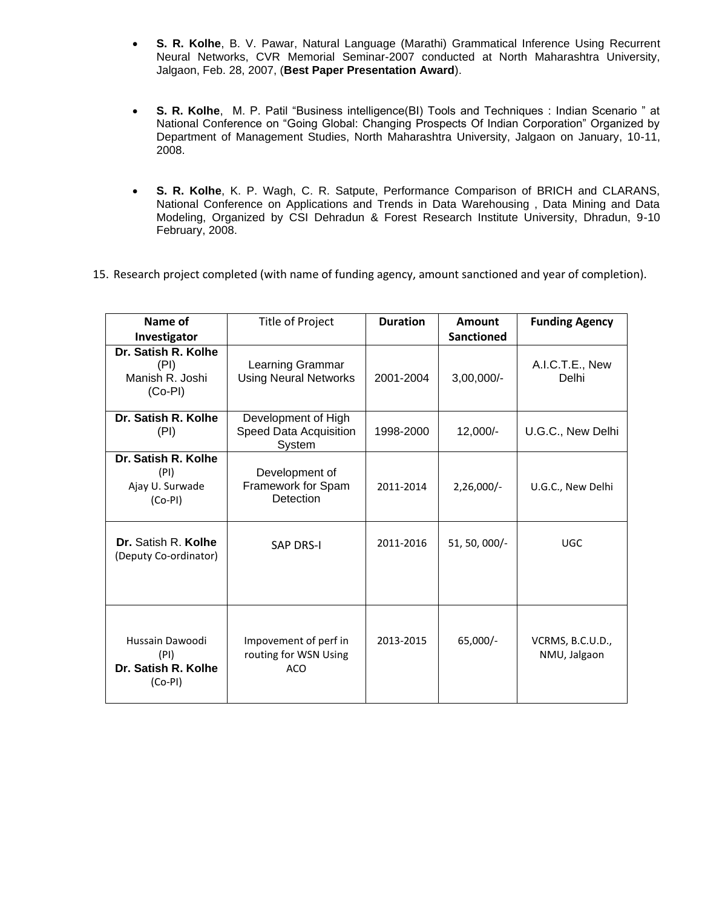- **S. R. Kolhe**, B. V. Pawar, Natural Language (Marathi) Grammatical Inference Using Recurrent Neural Networks, CVR Memorial Seminar-2007 conducted at North Maharashtra University, Jalgaon, Feb. 28, 2007, (**Best Paper Presentation Award**).

- **S. R. Kolhe**, M. P. Patil "Business intelligence(BI) Tools and Techniques : Indian Scenario " at National Conference on "Going Global: Changing Prospects Of Indian Corporation" Organized by Department of Management Studies, North Maharashtra University, Jalgaon on January, 10-11, 2008.

- **S. R. Kolhe**, K. P. Wagh, C. R. Satpute, Performance Comparison of BRICH and CLARANS, National Conference on Applications and Trends in Data Warehousing , Data Mining and Data Modeling, Organized by CSI Dehradun & Forest Research Institute University, Dhradun, 9-10 February, 2008.

15. Research project completed (with name of funding agency, amount sanctioned and year of completion).

| **Name of Investigator** | Title of Project | **Duration** | **Amount Sanctioned** | **Funding Agency** |
|---|---|---|---|---|
| **Dr. Satish R. Kolhe** (PI) Manish R. Joshi (Co-PI) | Learning Grammar Using Neural Networks | 2001-2004 | 3,00,000/- | A.I.C.T.E., New Delhi |
| **Dr. Satish R. Kolhe** (PI) | Development of High Speed Data Acquisition System | 1998-2000 | 12,000/- | U.G.C., New Delhi |
| **Dr. Satish R. Kolhe** (PI) Ajay U. Surwade (Co-PI) | Development of Framework for Spam Detection | 2011-2014 | 2,26,000/- | U.G.C., New Delhi |
| **Dr.** Satish R. **Kolhe** (Deputy Co-ordinator) | SAP DRS-I | 2011-2016 | 51, 50, 000/- | UGC |
| Hussain Dawoodi (PI) **Dr. Satish R. Kolhe** (Co-PI) | Impovement of perf in routing for WSN Using ACO | 2013-2015 | 65,000/- | VCRMS, B.C.U.D., NMU, Jalgaon |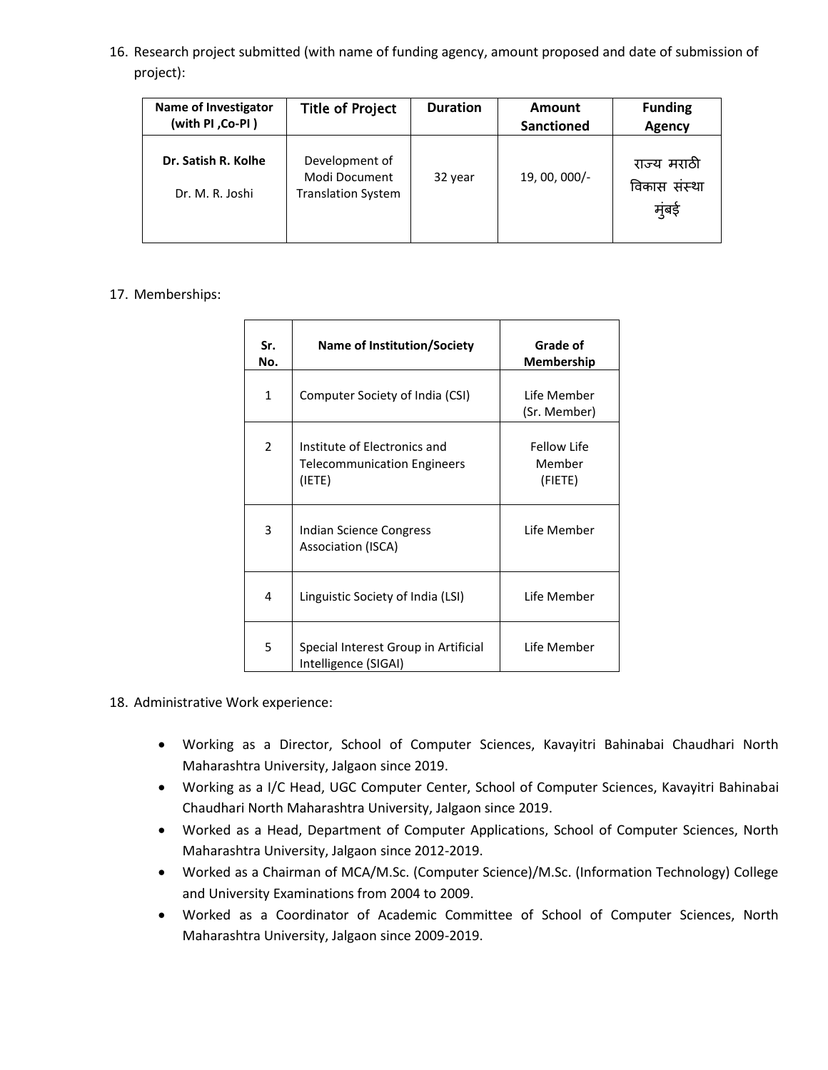16. Research project submitted (with name of funding agency, amount proposed and date of submission of project):

| Name of Investigator (with PI ,Co-PI ) | Title of Project | Duration | Amount Sanctioned | Funding Agency |
|---|---|---|---|---|
| **Dr. Satish R. Kolhe**<br>Dr. M. R. Joshi | Development of Modi Document Translation System | 32 year | 19, 00, 000/- | राज्य मराठी विकास संस्था मुंबई |

17. Memberships:

| Sr. No. | Name of Institution/Society | Grade of Membership |
|---|---|---|
| 1 | Computer Society of India (CSI) | Life Member (Sr. Member) |
| 2 | Institute of Electronics and Telecommunication Engineers (IETE) | Fellow Life Member (FIETE) |
| 3 | Indian Science Congress Association (ISCA) | Life Member |
| 4 | Linguistic Society of India (LSI) | Life Member |
| 5 | Special Interest Group in Artificial Intelligence (SIGAI) | Life Member |

18. Administrative Work experience:

- Working as a Director, School of Computer Sciences, Kavayitri Bahinabai Chaudhari North Maharashtra University, Jalgaon since 2019.
- Working as a I/C Head, UGC Computer Center, School of Computer Sciences, Kavayitri Bahinabai Chaudhari North Maharashtra University, Jalgaon since 2019.
- Worked as a Head, Department of Computer Applications, School of Computer Sciences, North Maharashtra University, Jalgaon since 2012-2019.
- Worked as a Chairman of MCA/M.Sc. (Computer Science)/M.Sc. (Information Technology) College and University Examinations from 2004 to 2009.
- Worked as a Coordinator of Academic Committee of School of Computer Sciences, North Maharashtra University, Jalgaon since 2009-2019.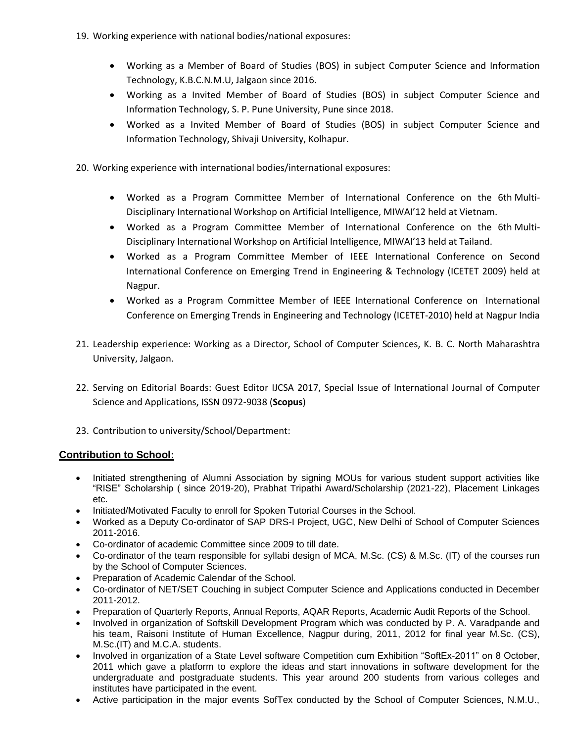19. Working experience with national bodies/national exposures:

    - Working as a Member of Board of Studies (BOS) in subject Computer Science and Information Technology, K.B.C.N.M.U, Jalgaon since 2016.
    - Working as a Invited Member of Board of Studies (BOS) in subject Computer Science and Information Technology, S. P. Pune University, Pune since 2018.
    - Worked as a Invited Member of Board of Studies (BOS) in subject Computer Science and Information Technology, Shivaji University, Kolhapur.

20. Working experience with international bodies/international exposures:

    - Worked as a Program Committee Member of International Conference on the 6th Multi-Disciplinary International Workshop on Artificial Intelligence, MIWAI'12 held at Vietnam.
    - Worked as a Program Committee Member of International Conference on the 6th Multi-Disciplinary International Workshop on Artificial Intelligence, MIWAI'13 held at Tailand.
    - Worked as a Program Committee Member of IEEE International Conference on Second International Conference on Emerging Trend in Engineering & Technology (ICETET 2009) held at Nagpur.
    - Worked as a Program Committee Member of IEEE International Conference on International Conference on Emerging Trends in Engineering and Technology (ICETET-2010) held at Nagpur India

21. Leadership experience: Working as a Director, School of Computer Sciences, K. B. C. North Maharashtra University, Jalgaon.

22. Serving on Editorial Boards: Guest Editor IJCSA 2017, Special Issue of International Journal of Computer Science and Applications, ISSN 0972-9038 (**Scopus**)

23. Contribution to university/School/Department:

## Contribution to School:

- Initiated strengthening of Alumni Association by signing MOUs for various student support activities like "RISE" Scholarship ( since 2019-20), Prabhat Tripathi Award/Scholarship (2021-22), Placement Linkages etc.
- Initiated/Motivated Faculty to enroll for Spoken Tutorial Courses in the School.
- Worked as a Deputy Co-ordinator of SAP DRS-I Project, UGC, New Delhi of School of Computer Sciences 2011-2016.
- Co-ordinator of academic Committee since 2009 to till date.
- Co-ordinator of the team responsible for syllabi design of MCA, M.Sc. (CS) & M.Sc. (IT) of the courses run by the School of Computer Sciences.
- Preparation of Academic Calendar of the School.
- Co-ordinator of NET/SET Couching in subject Computer Science and Applications conducted in December 2011-2012.
- Preparation of Quarterly Reports, Annual Reports, AQAR Reports, Academic Audit Reports of the School.
- Involved in organization of Softskill Development Program which was conducted by P. A. Varadpande and his team, Raisoni Institute of Human Excellence, Nagpur during, 2011, 2012 for final year M.Sc. (CS), M.Sc.(IT) and M.C.A. students.
- Involved in organization of a State Level software Competition cum Exhibition "SoftEx-2011" on 8 October, 2011 which gave a platform to explore the ideas and start innovations in software development for the undergraduate and postgraduate students. This year around 200 students from various colleges and institutes have participated in the event.
- Active participation in the major events SofTex conducted by the School of Computer Sciences, N.M.U.,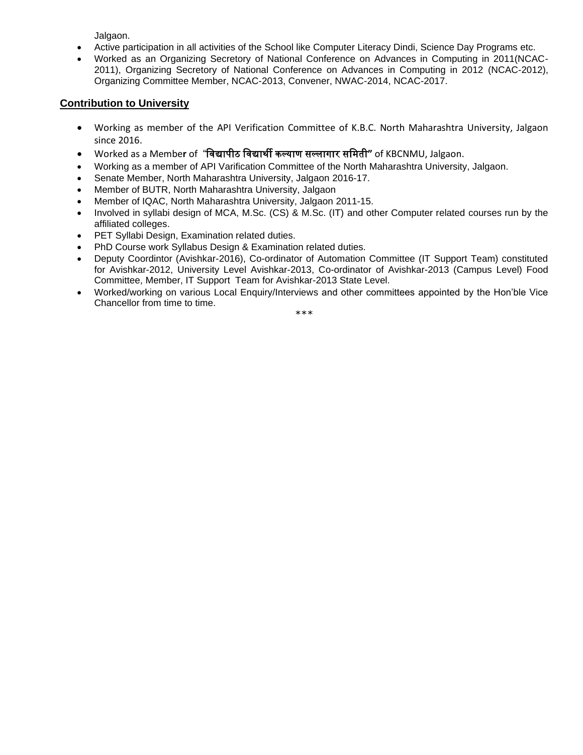Jalgaon.

- Active participation in all activities of the School like Computer Literacy Dindi, Science Day Programs etc.
- Worked as an Organizing Secretory of National Conference on Advances in Computing in 2011(NCAC-2011), Organizing Secretory of National Conference on Advances in Computing in 2012 (NCAC-2012), Organizing Committee Member, NCAC-2013, Convener, NWAC-2014, NCAC-2017.

## Contribution to University

- Working as member of the API Verification Committee of K.B.C. North Maharashtra University, Jalgaon since 2016.
- Worked as a Member of "**विद्यापीठ विद्यार्थी कल्याण सल्लागार समिती"** of KBCNMU, Jalgaon.
- Working as a member of API Varification Committee of the North Maharashtra University, Jalgaon.
- Senate Member, North Maharashtra University, Jalgaon 2016-17.
- Member of BUTR, North Maharashtra University, Jalgaon
- Member of IQAC, North Maharashtra University, Jalgaon 2011-15.
- Involved in syllabi design of MCA, M.Sc. (CS) & M.Sc. (IT) and other Computer related courses run by the affiliated colleges.
- PET Syllabi Design, Examination related duties.
- PhD Course work Syllabus Design & Examination related duties.
- Deputy Coordintor (Avishkar-2016), Co-ordinator of Automation Committee (IT Support Team) constituted for Avishkar-2012, University Level Avishkar-2013, Co-ordinator of Avishkar-2013 (Campus Level) Food Committee, Member, IT Support Team for Avishkar-2013 State Level.
- Worked/working on various Local Enquiry/Interviews and other committees appointed by the Hon'ble Vice Chancellor from time to time.

***